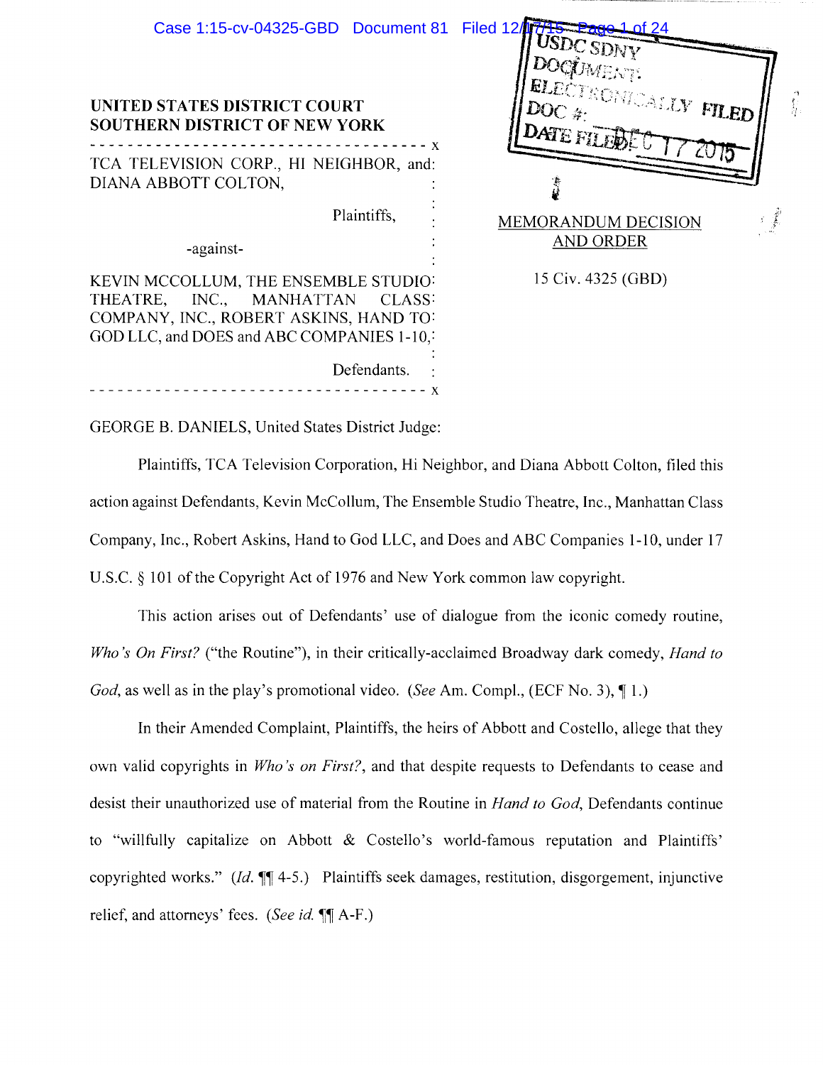UNITED STATES DISTRICT COURT
SOUTHERN DISTRICT OF NEW YORK

USDC SDNY
DOCUMENT
ELECTRONICALLY FILED
DOC #:
DATE FILED: DEC 17 2015

TCA TELEVISION CORP., HI NEIGHBOR, and DIANA ABBOTT COLTON,

Plaintiffs,

-against-

KEVIN MCCOLLUM, THE ENSEMBLE STUDIO THEATRE, INC., MANHATTAN CLASS COMPANY, INC., ROBERT ASKINS, HAND TO GOD LLC, and DOES and ABC COMPANIES 1-10,

Defendants.

MEMORANDUM DECISION AND ORDER

15 Civ. 4325 (GBD)

GEORGE B. DANIELS, United States District Judge:

Plaintiffs, TCA Television Corporation, Hi Neighbor, and Diana Abbott Colton, filed this action against Defendants, Kevin McCollum, The Ensemble Studio Theatre, Inc., Manhattan Class Company, Inc., Robert Askins, Hand to God LLC, and Does and ABC Companies 1-10, under 17 U.S.C. § 101 of the Copyright Act of 1976 and New York common law copyright.

This action arises out of Defendants' use of dialogue from the iconic comedy routine, *Who's On First?* ("the Routine"), in their critically-acclaimed Broadway dark comedy, *Hand to God*, as well as in the play's promotional video. (*See* Am. Compl., (ECF No. 3), ¶ 1.)

In their Amended Complaint, Plaintiffs, the heirs of Abbott and Costello, allege that they own valid copyrights in *Who's on First?*, and that despite requests to Defendants to cease and desist their unauthorized use of material from the Routine in *Hand to God*, Defendants continue to "willfully capitalize on Abbott & Costello's world-famous reputation and Plaintiffs' copyrighted works." (*Id.* ¶¶ 4-5.) Plaintiffs seek damages, restitution, disgorgement, injunctive relief, and attorneys' fees. (*See id.* ¶¶ A-F.)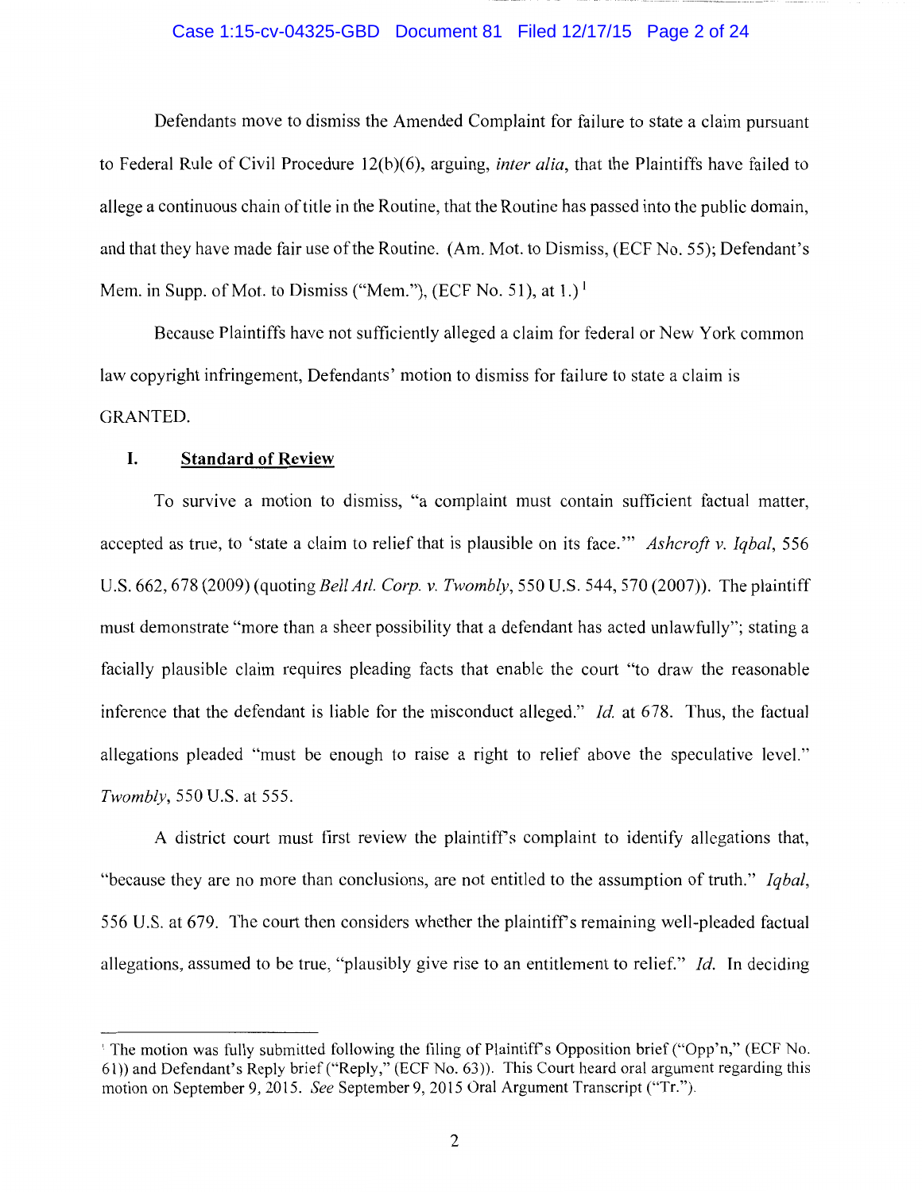Defendants move to dismiss the Amended Complaint for failure to state a claim pursuant to Federal Rule of Civil Procedure 12(b)(6), arguing, *inter alia*, that the Plaintiffs have failed to allege a continuous chain of title in the Routine, that the Routine has passed into the public domain, and that they have made fair use of the Routine. (Am. Mot. to Dismiss, (ECF No. 55); Defendant's Mem. in Supp. of Mot. to Dismiss ("Mem."), (ECF No. 51), at 1.)[1]

Because Plaintiffs have not sufficiently alleged a claim for federal or New York common law copyright infringement, Defendants' motion to dismiss for failure to state a claim is GRANTED.

## I. Standard of Review

To survive a motion to dismiss, "a complaint must contain sufficient factual matter, accepted as true, to 'state a claim to relief that is plausible on its face.'" *Ashcroft v. Iqbal*, 556 U.S. 662, 678 (2009) (quoting *Bell Atl. Corp. v. Twombly*, 550 U.S. 544, 570 (2007)). The plaintiff must demonstrate "more than a sheer possibility that a defendant has acted unlawfully"; stating a facially plausible claim requires pleading facts that enable the court "to draw the reasonable inference that the defendant is liable for the misconduct alleged." *Id.* at 678. Thus, the factual allegations pleaded "must be enough to raise a right to relief above the speculative level." *Twombly*, 550 U.S. at 555.

A district court must first review the plaintiff's complaint to identify allegations that, "because they are no more than conclusions, are not entitled to the assumption of truth." *Iqbal*, 556 U.S. at 679. The court then considers whether the plaintiff's remaining well-pleaded factual allegations, assumed to be true, "plausibly give rise to an entitlement to relief." *Id.* In deciding

---

[1] The motion was fully submitted following the filing of Plaintiff's Opposition brief ("Opp'n," (ECF No. 61)) and Defendant's Reply brief ("Reply," (ECF No. 63)). This Court heard oral argument regarding this motion on September 9, 2015. *See* September 9, 2015 Oral Argument Transcript ("Tr.").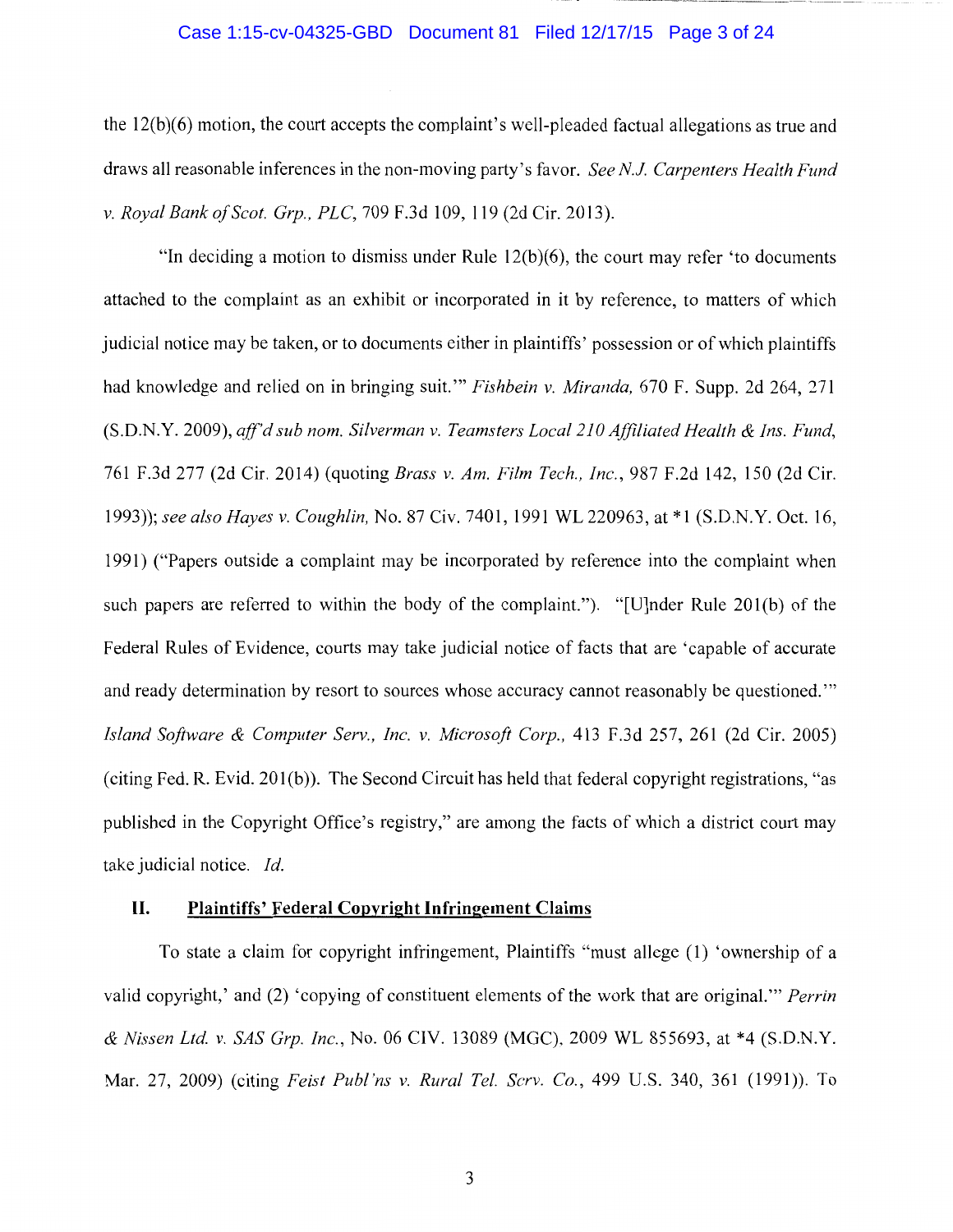the 12(b)(6) motion, the court accepts the complaint's well-pleaded factual allegations as true and draws all reasonable inferences in the non-moving party's favor. *See N.J. Carpenters Health Fund v. Royal Bank of Scot. Grp., PLC*, 709 F.3d 109, 119 (2d Cir. 2013).

"In deciding a motion to dismiss under Rule 12(b)(6), the court may refer 'to documents attached to the complaint as an exhibit or incorporated in it by reference, to matters of which judicial notice may be taken, or to documents either in plaintiffs' possession or of which plaintiffs had knowledge and relied on in bringing suit.'" *Fishbein v. Miranda*, 670 F. Supp. 2d 264, 271 (S.D.N.Y. 2009), *aff'd sub nom. Silverman v. Teamsters Local 210 Affiliated Health & Ins. Fund*, 761 F.3d 277 (2d Cir. 2014) (quoting *Brass v. Am. Film Tech., Inc.*, 987 F.2d 142, 150 (2d Cir. 1993)); *see also Hayes v. Coughlin*, No. 87 Civ. 7401, 1991 WL 220963, at *1 (S.D.N.Y. Oct. 16, 1991) ("Papers outside a complaint may be incorporated by reference into the complaint when such papers are referred to within the body of the complaint."). "[U]nder Rule 201(b) of the Federal Rules of Evidence, courts may take judicial notice of facts that are 'capable of accurate and ready determination by resort to sources whose accuracy cannot reasonably be questioned.'" *Island Software & Computer Serv., Inc. v. Microsoft Corp.*, 413 F.3d 257, 261 (2d Cir. 2005) (citing Fed. R. Evid. 201(b)). The Second Circuit has held that federal copyright registrations, "as published in the Copyright Office's registry," are among the facts of which a district court may take judicial notice. *Id.*

## II. Plaintiffs' Federal Copyright Infringement Claims

To state a claim for copyright infringement, Plaintiffs "must allege (1) 'ownership of a valid copyright,' and (2) 'copying of constituent elements of the work that are original.'" *Perrin & Nissen Ltd. v. SAS Grp. Inc.*, No. 06 CIV. 13089 (MGC), 2009 WL 855693, at *4 (S.D.N.Y. Mar. 27, 2009) (citing *Feist Publ'ns v. Rural Tel. Serv. Co.*, 499 U.S. 340, 361 (1991)). To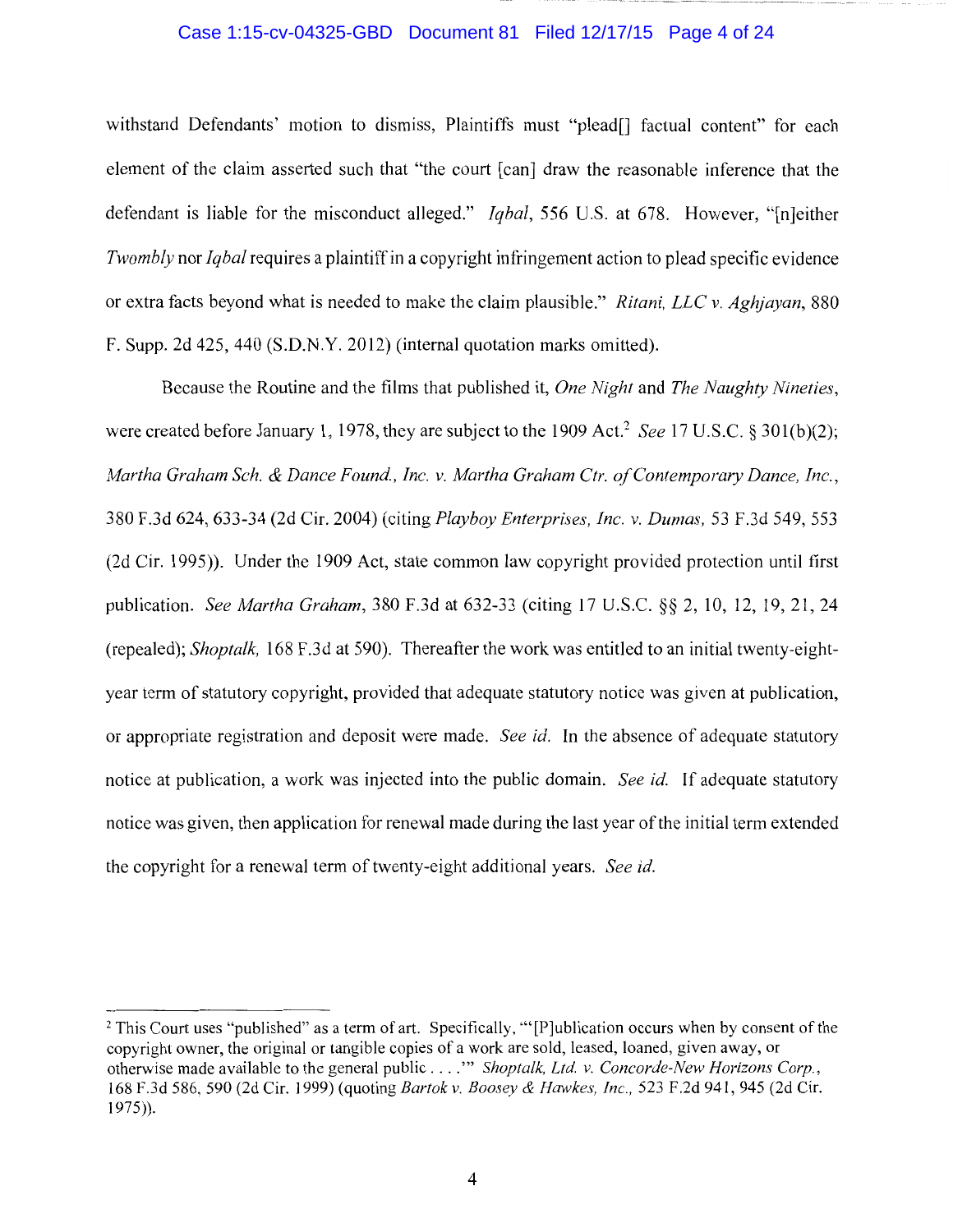withstand Defendants' motion to dismiss, Plaintiffs must "plead[] factual content" for each element of the claim asserted such that "the court [can] draw the reasonable inference that the defendant is liable for the misconduct alleged." *Iqbal*, 556 U.S. at 678. However, "[n]either *Twombly* nor *Iqbal* requires a plaintiff in a copyright infringement action to plead specific evidence or extra facts beyond what is needed to make the claim plausible." *Ritani, LLC v. Aghjayan*, 880 F. Supp. 2d 425, 440 (S.D.N.Y. 2012) (internal quotation marks omitted).

Because the Routine and the films that published it, *One Night* and *The Naughty Nineties*, were created before January 1, 1978, they are subject to the 1909 Act.[2] *See* 17 U.S.C. § 301(b)(2); *Martha Graham Sch. & Dance Found., Inc. v. Martha Graham Ctr. of Contemporary Dance, Inc.*, 380 F.3d 624, 633-34 (2d Cir. 2004) (citing *Playboy Enterprises, Inc. v. Dumas*, 53 F.3d 549, 553 (2d Cir. 1995)). Under the 1909 Act, state common law copyright provided protection until first publication. *See Martha Graham*, 380 F.3d at 632-33 (citing 17 U.S.C. §§ 2, 10, 12, 19, 21, 24 (repealed); *Shoptalk*, 168 F.3d at 590). Thereafter the work was entitled to an initial twenty-eight-year term of statutory copyright, provided that adequate statutory notice was given at publication, or appropriate registration and deposit were made. *See id.* In the absence of adequate statutory notice at publication, a work was injected into the public domain. *See id.* If adequate statutory notice was given, then application for renewal made during the last year of the initial term extended the copyright for a renewal term of twenty-eight additional years. *See id.*

---

[2] This Court uses "published" as a term of art. Specifically, "'[P]ublication occurs when by consent of the copyright owner, the original or tangible copies of a work are sold, leased, loaned, given away, or otherwise made available to the general public . . . .'" *Shoptalk, Ltd. v. Concorde-New Horizons Corp.*, 168 F.3d 586, 590 (2d Cir. 1999) (quoting *Bartok v. Boosey & Hawkes, Inc.*, 523 F.2d 941, 945 (2d Cir. 1975)).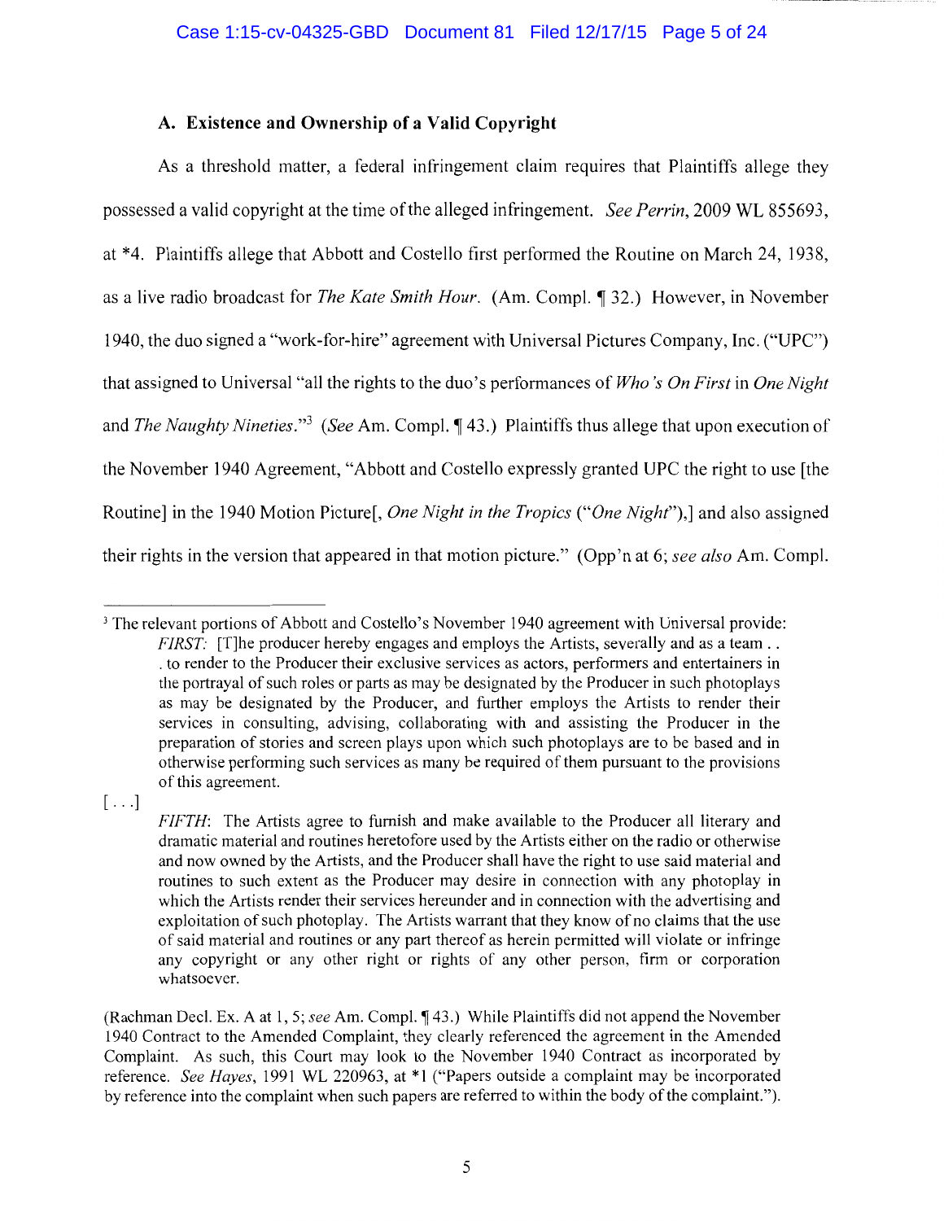### A. Existence and Ownership of a Valid Copyright

As a threshold matter, a federal infringement claim requires that Plaintiffs allege they possessed a valid copyright at the time of the alleged infringement. *See Perrin*, 2009 WL 855693, at *4. Plaintiffs allege that Abbott and Costello first performed the Routine on March 24, 1938, as a live radio broadcast for *The Kate Smith Hour*. (Am. Compl. ¶ 32.) However, in November 1940, the duo signed a "work-for-hire" agreement with Universal Pictures Company, Inc. ("UPC") that assigned to Universal "all the rights to the duo's performances of *Who's On First* in *One Night* and *The Naughty Nineties*."[3] (*See* Am. Compl. ¶ 43.) Plaintiffs thus allege that upon execution of the November 1940 Agreement, "Abbott and Costello expressly granted UPC the right to use [the Routine] in the 1940 Motion Picture[, *One Night in the Tropics* ("*One Night*"),] and also assigned their rights in the version that appeared in that motion picture." (Opp'n at 6; *see also* Am. Compl.

---

[3] The relevant portions of Abbott and Costello's November 1940 agreement with Universal provide:

> *FIRST:* [T]he producer hereby engages and employs the Artists, severally and as a team . . . to render to the Producer their exclusive services as actors, performers and entertainers in the portrayal of such roles or parts as may be designated by the Producer in such photoplays as may be designated by the Producer, and further employs the Artists to render their services in consulting, advising, collaborating with and assisting the Producer in the preparation of stories and screen plays upon which such photoplays are to be based and in otherwise performing such services as many be required of them pursuant to the provisions of this agreement.

[. . .]

> *FIFTH*: The Artists agree to furnish and make available to the Producer all literary and dramatic material and routines heretofore used by the Artists either on the radio or otherwise and now owned by the Artists, and the Producer shall have the right to use said material and routines to such extent as the Producer may desire in connection with any photoplay in which the Artists render their services hereunder and in connection with the advertising and exploitation of such photoplay. The Artists warrant that they know of no claims that the use of said material and routines or any part thereof as herein permitted will violate or infringe any copyright or any other right or rights of any other person, firm or corporation whatsoever.

(Rachman Decl. Ex. A at 1, 5; *see* Am. Compl. ¶ 43.) While Plaintiffs did not append the November 1940 Contract to the Amended Complaint, they clearly referenced the agreement in the Amended Complaint. As such, this Court may look to the November 1940 Contract as incorporated by reference. *See Hayes*, 1991 WL 220963, at *1 ("Papers outside a complaint may be incorporated by reference into the complaint when such papers are referred to within the body of the complaint.").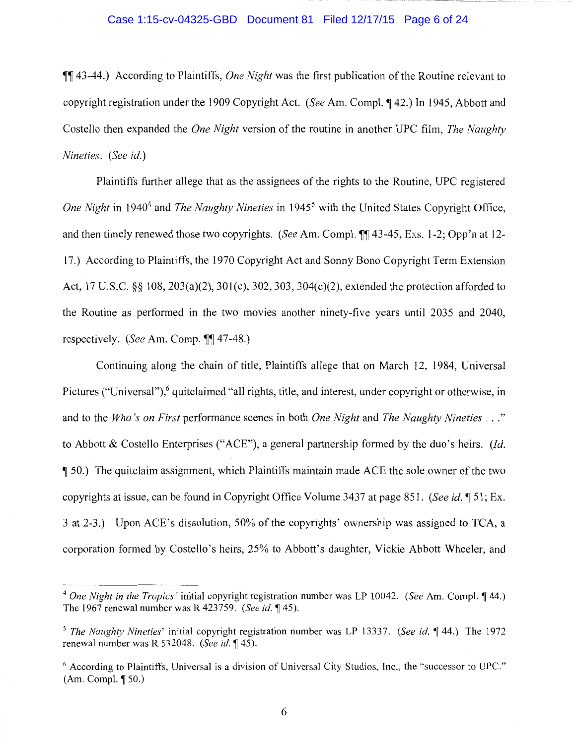¶¶ 43-44.) According to Plaintiffs, *One Night* was the first publication of the Routine relevant to copyright registration under the 1909 Copyright Act. (*See* Am. Compl. ¶ 42.) In 1945, Abbott and Costello then expanded the *One Night* version of the routine in another UPC film, *The Naughty Nineties*. (*See id.*)

Plaintiffs further allege that as the assignees of the rights to the Routine, UPC registered *One Night* in 1940[4] and *The Naughty Nineties* in 1945[5] with the United States Copyright Office, and then timely renewed those two copyrights. (*See* Am. Compl. ¶¶ 43-45, Exs. 1-2; Opp'n at 12-17.) According to Plaintiffs, the 1970 Copyright Act and Sonny Bono Copyright Term Extension Act, 17 U.S.C. §§ 108, 203(a)(2), 301(c), 302, 303, 304(c)(2), extended the protection afforded to the Routine as performed in the two movies another ninety-five years until 2035 and 2040, respectively. (*See* Am. Comp. ¶¶ 47-48.)

Continuing along the chain of title, Plaintiffs allege that on March 12, 1984, Universal Pictures ("Universal"),[6] quitclaimed "all rights, title, and interest, under copyright or otherwise, in and to the *Who's on First* performance scenes in both *One Night* and *The Naughty Nineties* . . ." to Abbott & Costello Enterprises ("ACE"), a general partnership formed by the duo's heirs. (*Id.* ¶ 50.) The quitclaim assignment, which Plaintiffs maintain made ACE the sole owner of the two copyrights at issue, can be found in Copyright Office Volume 3437 at page 851. (*See id.* ¶ 51; Ex. 3 at 2-3.) Upon ACE's dissolution, 50% of the copyrights' ownership was assigned to TCA, a corporation formed by Costello's heirs, 25% to Abbott's daughter, Vickie Abbott Wheeler, and

---

[4] *One Night in the Tropics'* initial copyright registration number was LP 10042. (*See* Am. Compl. ¶ 44.) The 1967 renewal number was R 423759. (*See id.* ¶ 45).

[5] *The Naughty Nineties*' initial copyright registration number was LP 13337. (*See id.* ¶ 44.) The 1972 renewal number was R 532048. (*See id.* ¶ 45).

[6] According to Plaintiffs, Universal is a division of Universal City Studios, Inc., the "successor to UPC." (Am. Compl. ¶ 50.)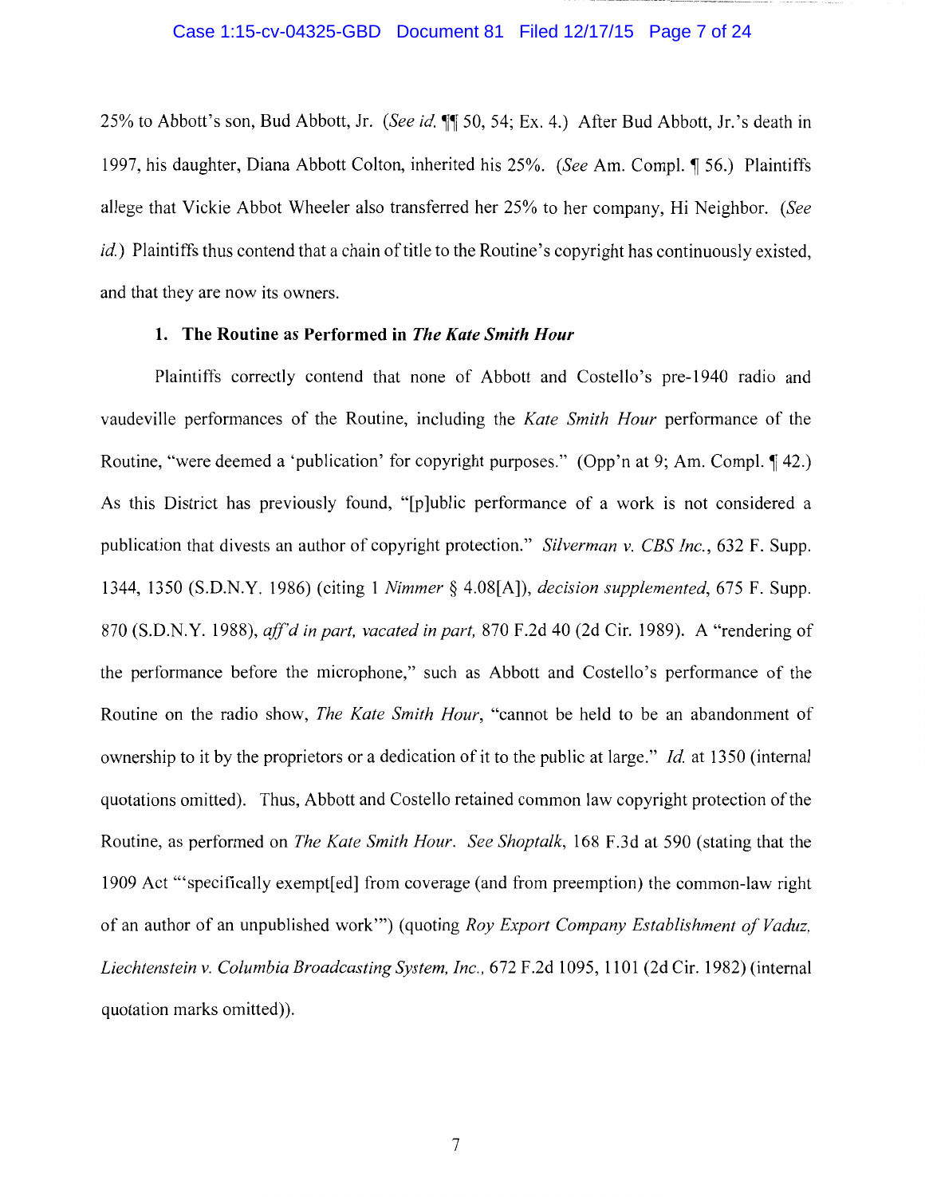25% to Abbott's son, Bud Abbott, Jr. (*See id.* ¶¶ 50, 54; Ex. 4.) After Bud Abbott, Jr.'s death in 1997, his daughter, Diana Abbott Colton, inherited his 25%. (*See* Am. Compl. ¶ 56.) Plaintiffs allege that Vickie Abbot Wheeler also transferred her 25% to her company, Hi Neighbor. (*See id.*) Plaintiffs thus contend that a chain of title to the Routine's copyright has continuously existed, and that they are now its owners.

### 1. The Routine as Performed in *The Kate Smith Hour*

Plaintiffs correctly contend that none of Abbott and Costello's pre-1940 radio and vaudeville performances of the Routine, including the *Kate Smith Hour* performance of the Routine, "were deemed a 'publication' for copyright purposes." (Opp'n at 9; Am. Compl. ¶ 42.) As this District has previously found, "[p]ublic performance of a work is not considered a publication that divests an author of copyright protection." *Silverman v. CBS Inc.*, 632 F. Supp. 1344, 1350 (S.D.N.Y. 1986) (citing 1 *Nimmer* § 4.08[A]), *decision supplemented*, 675 F. Supp. 870 (S.D.N.Y. 1988), *aff'd in part, vacated in part,* 870 F.2d 40 (2d Cir. 1989). A "rendering of the performance before the microphone," such as Abbott and Costello's performance of the Routine on the radio show, *The Kate Smith Hour*, "cannot be held to be an abandonment of ownership to it by the proprietors or a dedication of it to the public at large." *Id.* at 1350 (internal quotations omitted). Thus, Abbott and Costello retained common law copyright protection of the Routine, as performed on *The Kate Smith Hour*. *See Shoptalk*, 168 F.3d at 590 (stating that the 1909 Act "'specifically exempt[ed] from coverage (and from preemption) the common-law right of an author of an unpublished work'") (quoting *Roy Export Company Establishment of Vaduz, Liechtenstein v. Columbia Broadcasting System, Inc.*, 672 F.2d 1095, 1101 (2d Cir. 1982) (internal quotation marks omitted)).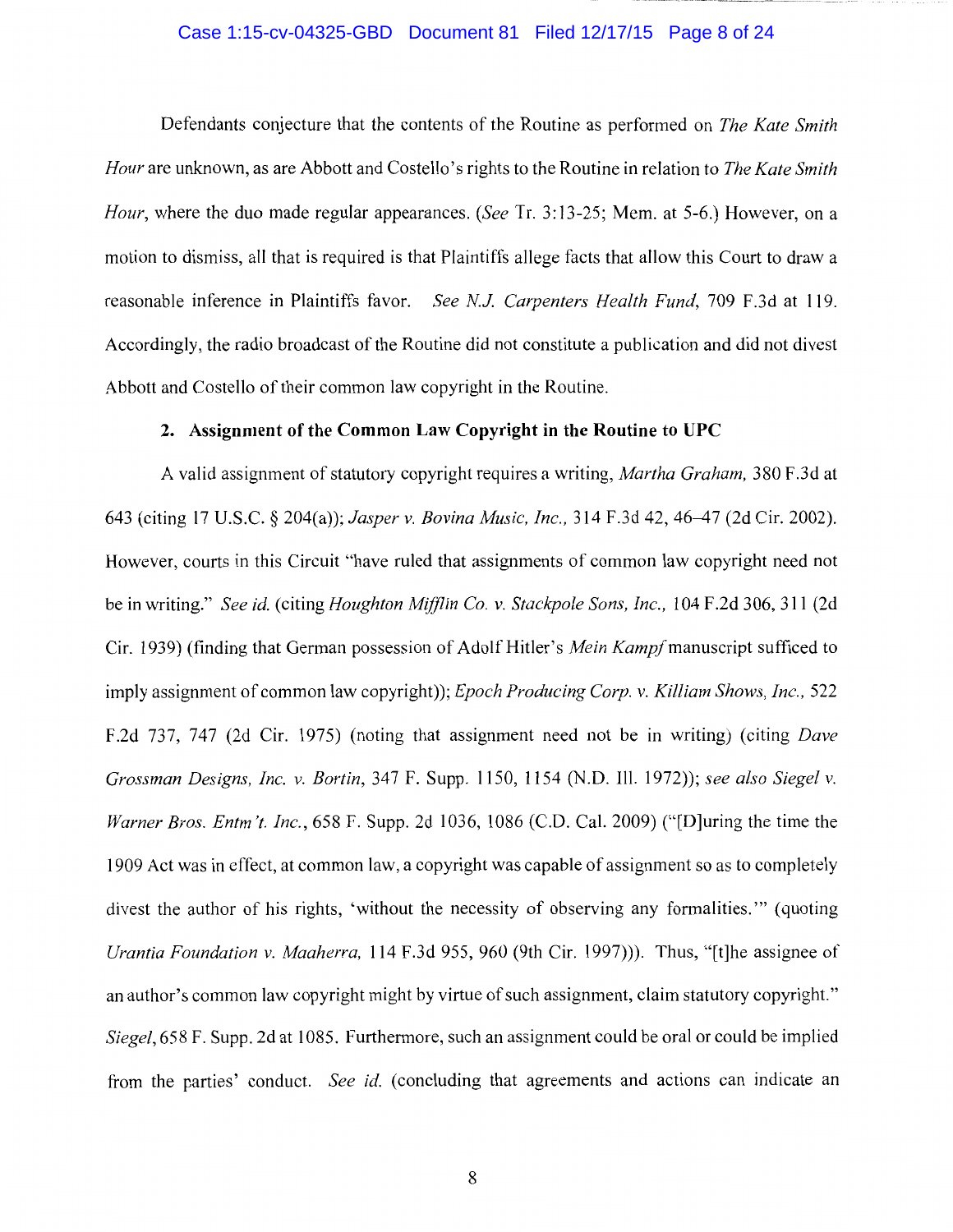Defendants conjecture that the contents of the Routine as performed on *The Kate Smith Hour* are unknown, as are Abbott and Costello's rights to the Routine in relation to *The Kate Smith Hour*, where the duo made regular appearances. (*See* Tr. 3:13-25; Mem. at 5-6.) However, on a motion to dismiss, all that is required is that Plaintiffs allege facts that allow this Court to draw a reasonable inference in Plaintiffs favor. *See N.J. Carpenters Health Fund*, 709 F.3d at 119. Accordingly, the radio broadcast of the Routine did not constitute a publication and did not divest Abbott and Costello of their common law copyright in the Routine.

### 2. Assignment of the Common Law Copyright in the Routine to UPC

A valid assignment of statutory copyright requires a writing, *Martha Graham*, 380 F.3d at 643 (citing 17 U.S.C. § 204(a)); *Jasper v. Bovina Music, Inc.*, 314 F.3d 42, 46–47 (2d Cir. 2002). However, courts in this Circuit "have ruled that assignments of common law copyright need not be in writing." *See id.* (citing *Houghton Mifflin Co. v. Stackpole Sons, Inc.*, 104 F.2d 306, 311 (2d Cir. 1939) (finding that German possession of Adolf Hitler's *Mein Kampf* manuscript sufficed to imply assignment of common law copyright)); *Epoch Producing Corp. v. Killiam Shows, Inc.*, 522 F.2d 737, 747 (2d Cir. 1975) (noting that assignment need not be in writing) (citing *Dave Grossman Designs, Inc. v. Bortin*, 347 F. Supp. 1150, 1154 (N.D. Ill. 1972)); *see also Siegel v. Warner Bros. Entm't. Inc.*, 658 F. Supp. 2d 1036, 1086 (C.D. Cal. 2009) ("[D]uring the time the 1909 Act was in effect, at common law, a copyright was capable of assignment so as to completely divest the author of his rights, 'without the necessity of observing any formalities.'" (quoting *Urantia Foundation v. Maaherra*, 114 F.3d 955, 960 (9th Cir. 1997))). Thus, "[t]he assignee of an author's common law copyright might by virtue of such assignment, claim statutory copyright." *Siegel*, 658 F. Supp. 2d at 1085. Furthermore, such an assignment could be oral or could be implied from the parties' conduct. *See id.* (concluding that agreements and actions can indicate an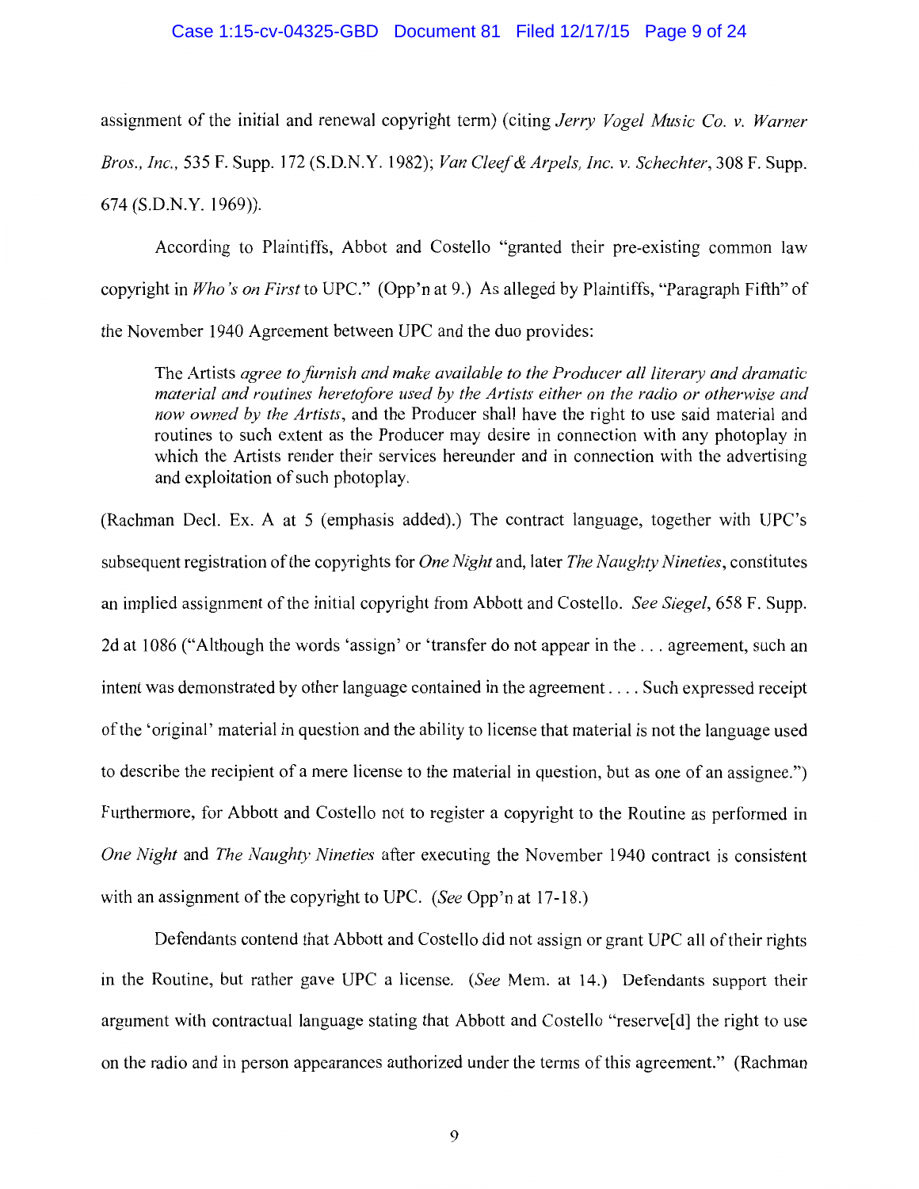assignment of the initial and renewal copyright term) (citing *Jerry Vogel Music Co. v. Warner Bros., Inc.*, 535 F. Supp. 172 (S.D.N.Y. 1982); *Van Cleef & Arpels, Inc. v. Schechter*, 308 F. Supp. 674 (S.D.N.Y. 1969)).

According to Plaintiffs, Abbot and Costello "granted their pre-existing common law copyright in *Who's on First* to UPC." (Opp'n at 9.) As alleged by Plaintiffs, "Paragraph Fifth" of the November 1940 Agreement between UPC and the duo provides:

> The Artists *agree to furnish and make available to the Producer all literary and dramatic material and routines heretofore used by the Artists either on the radio or otherwise and now owned by the Artists*, and the Producer shall have the right to use said material and routines to such extent as the Producer may desire in connection with any photoplay in which the Artists render their services hereunder and in connection with the advertising and exploitation of such photoplay.

(Rachman Decl. Ex. A at 5 (emphasis added).) The contract language, together with UPC's subsequent registration of the copyrights for *One Night* and, later *The Naughty Nineties*, constitutes an implied assignment of the initial copyright from Abbott and Costello. *See Siegel*, 658 F. Supp. 2d at 1086 ("Although the words 'assign' or 'transfer do not appear in the . . . agreement, such an intent was demonstrated by other language contained in the agreement . . . . Such expressed receipt of the 'original' material in question and the ability to license that material is not the language used to describe the recipient of a mere license to the material in question, but as one of an assignee.") Furthermore, for Abbott and Costello not to register a copyright to the Routine as performed in *One Night* and *The Naughty Nineties* after executing the November 1940 contract is consistent with an assignment of the copyright to UPC. (*See* Opp'n at 17-18.)

Defendants contend that Abbott and Costello did not assign or grant UPC all of their rights in the Routine, but rather gave UPC a license. (*See* Mem. at 14.) Defendants support their argument with contractual language stating that Abbott and Costello "reserve[d] the right to use on the radio and in person appearances authorized under the terms of this agreement." (Rachman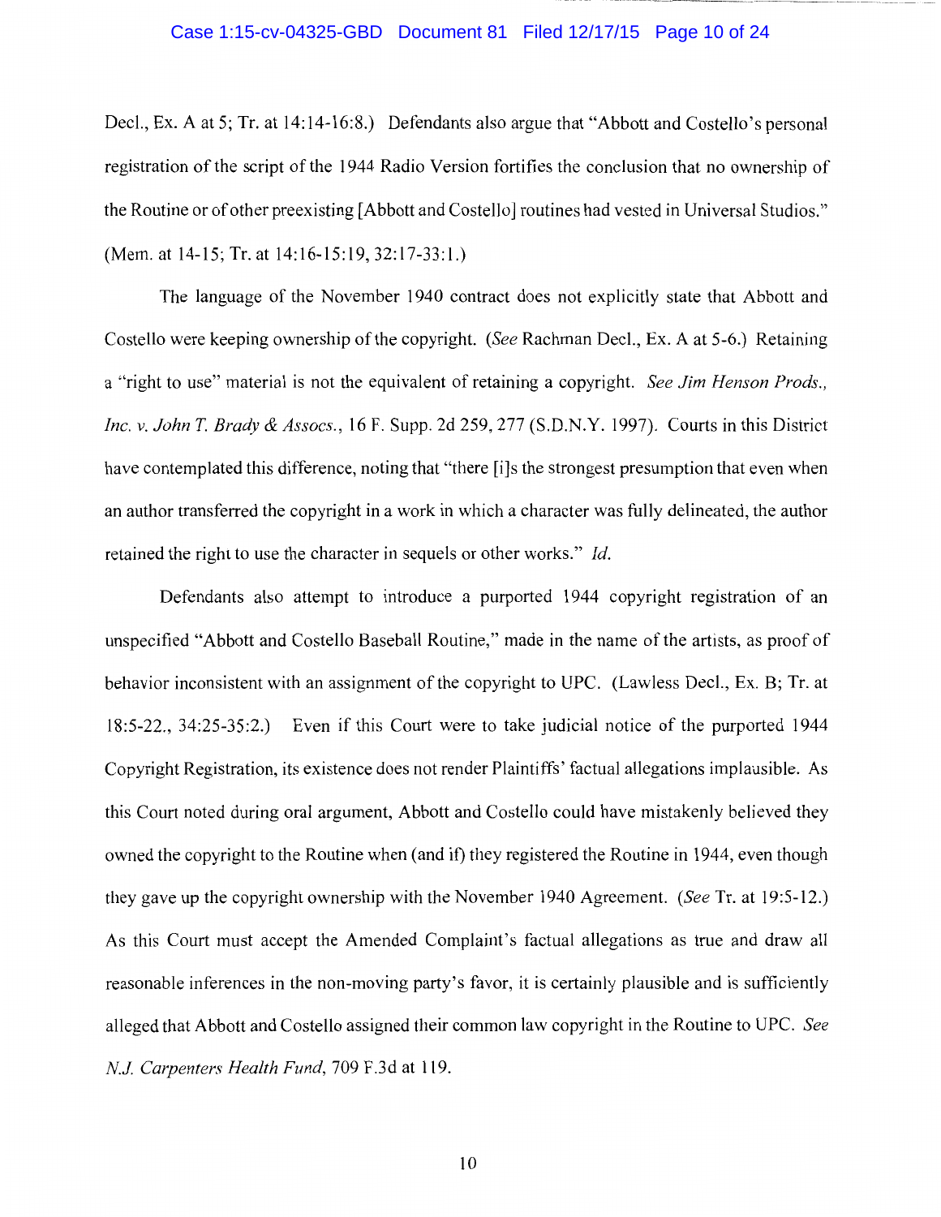Decl., Ex. A at 5; Tr. at 14:14-16:8.) Defendants also argue that "Abbott and Costello's personal registration of the script of the 1944 Radio Version fortifies the conclusion that no ownership of the Routine or of other preexisting [Abbott and Costello] routines had vested in Universal Studios." (Mem. at 14-15; Tr. at 14:16-15:19, 32:17-33:1.)

The language of the November 1940 contract does not explicitly state that Abbott and Costello were keeping ownership of the copyright. (*See* Rachman Decl., Ex. A at 5-6.) Retaining a "right to use" material is not the equivalent of retaining a copyright. *See Jim Henson Prods., Inc. v. John T. Brady & Assocs.*, 16 F. Supp. 2d 259, 277 (S.D.N.Y. 1997). Courts in this District have contemplated this difference, noting that "there [i]s the strongest presumption that even when an author transferred the copyright in a work in which a character was fully delineated, the author retained the right to use the character in sequels or other works." *Id.*

Defendants also attempt to introduce a purported 1944 copyright registration of an unspecified "Abbott and Costello Baseball Routine," made in the name of the artists, as proof of behavior inconsistent with an assignment of the copyright to UPC. (Lawless Decl., Ex. B; Tr. at 18:5-22., 34:25-35:2.) Even if this Court were to take judicial notice of the purported 1944 Copyright Registration, its existence does not render Plaintiffs' factual allegations implausible. As this Court noted during oral argument, Abbott and Costello could have mistakenly believed they owned the copyright to the Routine when (and if) they registered the Routine in 1944, even though they gave up the copyright ownership with the November 1940 Agreement. (*See* Tr. at 19:5-12.) As this Court must accept the Amended Complaint's factual allegations as true and draw all reasonable inferences in the non-moving party's favor, it is certainly plausible and is sufficiently alleged that Abbott and Costello assigned their common law copyright in the Routine to UPC. *See N.J. Carpenters Health Fund*, 709 F.3d at 119.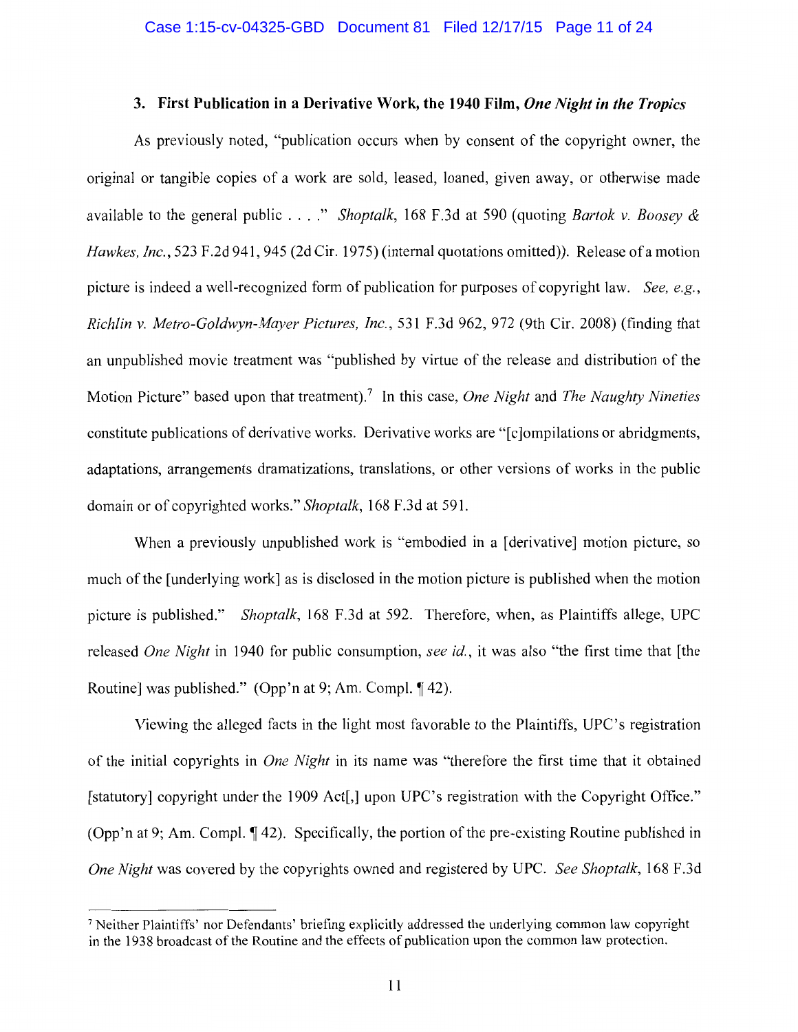### 3. First Publication in a Derivative Work, the 1940 Film, *One Night in the Tropics*

As previously noted, "publication occurs when by consent of the copyright owner, the original or tangible copies of a work are sold, leased, loaned, given away, or otherwise made available to the general public . . . ." *Shoptalk*, 168 F.3d at 590 (quoting *Bartok v. Boosey & Hawkes, Inc.*, 523 F.2d 941, 945 (2d Cir. 1975) (internal quotations omitted)). Release of a motion picture is indeed a well-recognized form of publication for purposes of copyright law. *See, e.g.*, *Richlin v. Metro-Goldwyn-Mayer Pictures, Inc.*, 531 F.3d 962, 972 (9th Cir. 2008) (finding that an unpublished movie treatment was "published by virtue of the release and distribution of the Motion Picture" based upon that treatment).[7] In this case, *One Night* and *The Naughty Nineties* constitute publications of derivative works. Derivative works are "[c]ompilations or abridgments, adaptations, arrangements dramatizations, translations, or other versions of works in the public domain or of copyrighted works." *Shoptalk*, 168 F.3d at 591.

When a previously unpublished work is "embodied in a [derivative] motion picture, so much of the [underlying work] as is disclosed in the motion picture is published when the motion picture is published." *Shoptalk*, 168 F.3d at 592. Therefore, when, as Plaintiffs allege, UPC released *One Night* in 1940 for public consumption, *see id.*, it was also "the first time that [the Routine] was published." (Opp'n at 9; Am. Compl. ¶ 42).

Viewing the alleged facts in the light most favorable to the Plaintiffs, UPC's registration of the initial copyrights in *One Night* in its name was "therefore the first time that it obtained [statutory] copyright under the 1909 Act[,] upon UPC's registration with the Copyright Office." (Opp'n at 9; Am. Compl. ¶ 42). Specifically, the portion of the pre-existing Routine published in *One Night* was covered by the copyrights owned and registered by UPC. *See Shoptalk*, 168 F.3d

---

[7] Neither Plaintiffs' nor Defendants' briefing explicitly addressed the underlying common law copyright in the 1938 broadcast of the Routine and the effects of publication upon the common law protection.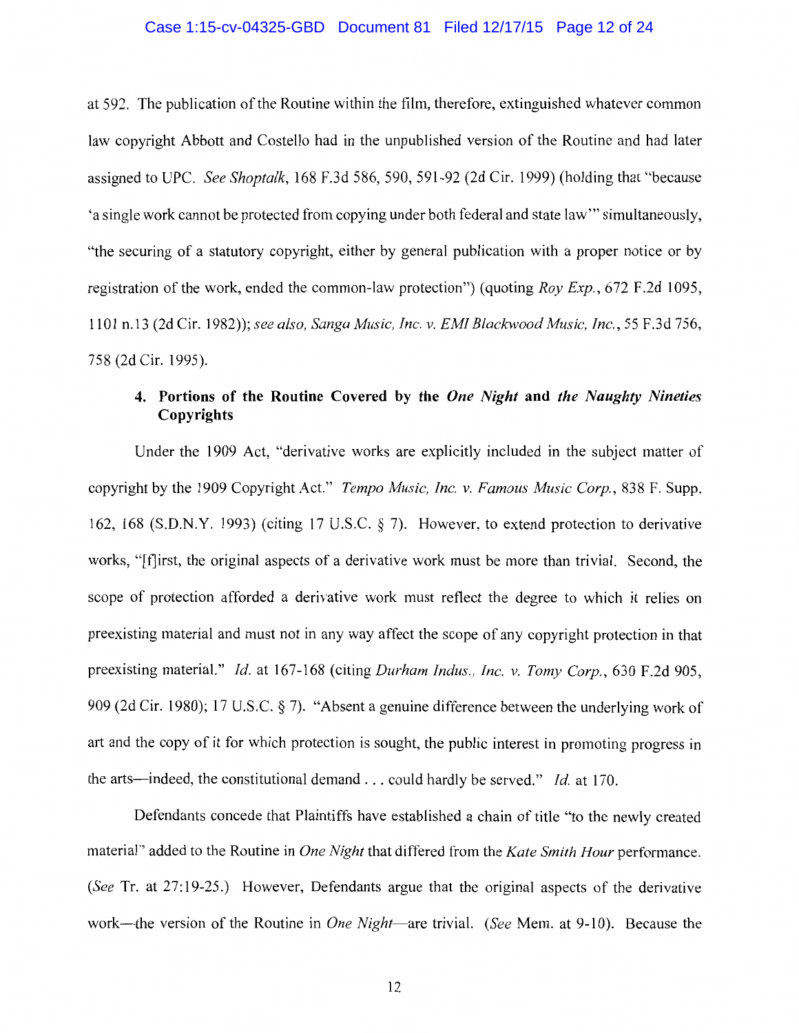at 592. The publication of the Routine within the film, therefore, extinguished whatever common law copyright Abbott and Costello had in the unpublished version of the Routine and had later assigned to UPC. *See Shoptalk*, 168 F.3d 586, 590, 591-92 (2d Cir. 1999) (holding that "because 'a single work cannot be protected from copying under both federal and state law'" simultaneously, "the securing of a statutory copyright, either by general publication with a proper notice or by registration of the work, ended the common-law protection") (quoting *Roy Exp.*, 672 F.2d 1095, 1101 n.13 (2d Cir. 1982)); *see also, Sanga Music, Inc. v. EMI Blackwood Music, Inc.*, 55 F.3d 756, 758 (2d Cir. 1995).

#### 4. Portions of the Routine Covered by the *One Night* and *the Naughty Nineties* Copyrights

Under the 1909 Act, "derivative works are explicitly included in the subject matter of copyright by the 1909 Copyright Act." *Tempo Music, Inc. v. Famous Music Corp.*, 838 F. Supp. 162, 168 (S.D.N.Y. 1993) (citing 17 U.S.C. § 7). However, to extend protection to derivative works, "[f]irst, the original aspects of a derivative work must be more than trivial. Second, the scope of protection afforded a derivative work must reflect the degree to which it relies on preexisting material and must not in any way affect the scope of any copyright protection in that preexisting material." *Id.* at 167-168 (citing *Durham Indus., Inc. v. Tomy Corp.*, 630 F.2d 905, 909 (2d Cir. 1980); 17 U.S.C. § 7). "Absent a genuine difference between the underlying work of art and the copy of it for which protection is sought, the public interest in promoting progress in the arts—indeed, the constitutional demand . . . could hardly be served." *Id.* at 170.

Defendants concede that Plaintiffs have established a chain of title "to the newly created material" added to the Routine in *One Night* that differed from the *Kate Smith Hour* performance. (*See* Tr. at 27:19-25.) However, Defendants argue that the original aspects of the derivative work—the version of the Routine in *One Night*—are trivial. (*See* Mem. at 9-10). Because the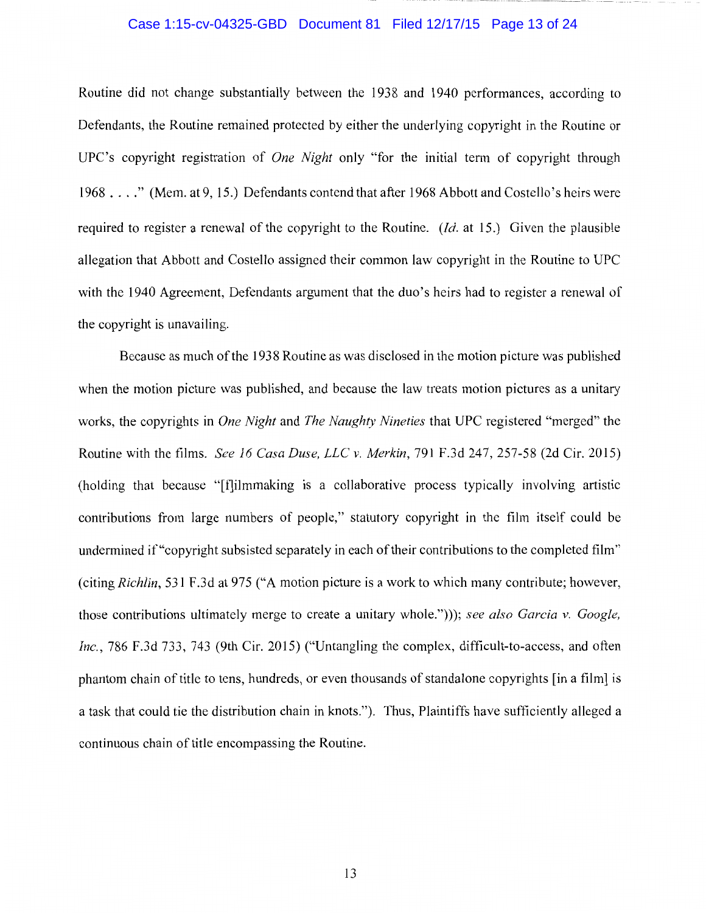Routine did not change substantially between the 1938 and 1940 performances, according to Defendants, the Routine remained protected by either the underlying copyright in the Routine or UPC's copyright registration of *One Night* only "for the initial term of copyright through 1968 . . . ." (Mem. at 9, 15.) Defendants contend that after 1968 Abbott and Costello's heirs were required to register a renewal of the copyright to the Routine. (*Id.* at 15.) Given the plausible allegation that Abbott and Costello assigned their common law copyright in the Routine to UPC with the 1940 Agreement, Defendants argument that the duo's heirs had to register a renewal of the copyright is unavailing.

Because as much of the 1938 Routine as was disclosed in the motion picture was published when the motion picture was published, and because the law treats motion pictures as a unitary works, the copyrights in *One Night* and *The Naughty Nineties* that UPC registered "merged" the Routine with the films. *See 16 Casa Duse, LLC v. Merkin*, 791 F.3d 247, 257-58 (2d Cir. 2015) (holding that because "[f]ilmmaking is a collaborative process typically involving artistic contributions from large numbers of people," statutory copyright in the film itself could be undermined if "copyright subsisted separately in each of their contributions to the completed film" (citing *Richlin*, 531 F.3d at 975 ("A motion picture is a work to which many contribute; however, those contributions ultimately merge to create a unitary whole."))); *see also Garcia v. Google, Inc.*, 786 F.3d 733, 743 (9th Cir. 2015) ("Untangling the complex, difficult-to-access, and often phantom chain of title to tens, hundreds, or even thousands of standalone copyrights [in a film] is a task that could tie the distribution chain in knots."). Thus, Plaintiffs have sufficiently alleged a continuous chain of title encompassing the Routine.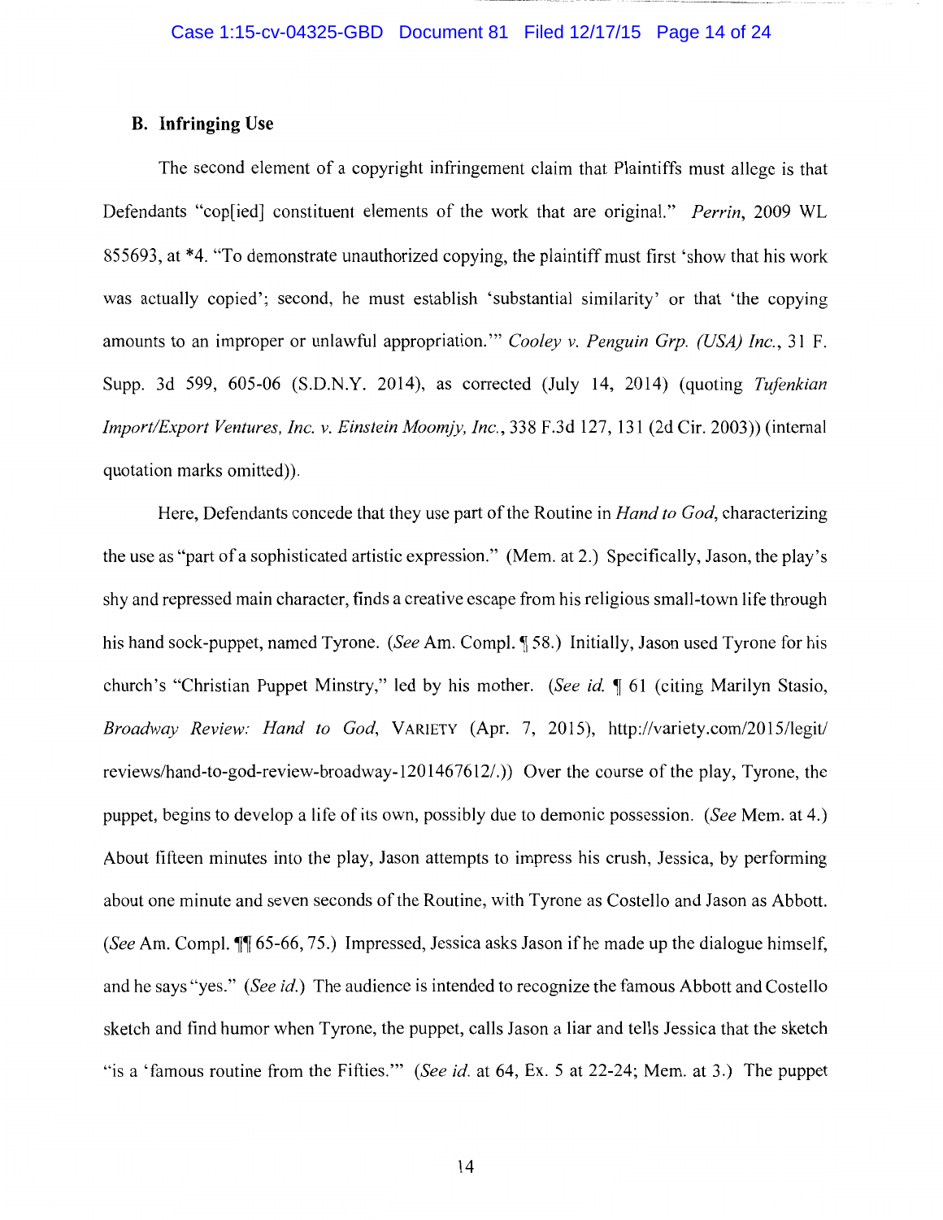### B. Infringing Use

The second element of a copyright infringement claim that Plaintiffs must allege is that Defendants "cop[ied] constituent elements of the work that are original." *Perrin*, 2009 WL 855693, at *4. "To demonstrate unauthorized copying, the plaintiff must first 'show that his work was actually copied'; second, he must establish 'substantial similarity' or that 'the copying amounts to an improper or unlawful appropriation.'" *Cooley v. Penguin Grp. (USA) Inc.*, 31 F. Supp. 3d 599, 605-06 (S.D.N.Y. 2014), as corrected (July 14, 2014) (quoting *Tufenkian Import/Export Ventures, Inc. v. Einstein Moomjy, Inc.*, 338 F.3d 127, 131 (2d Cir. 2003)) (internal quotation marks omitted)).

Here, Defendants concede that they use part of the Routine in *Hand to God*, characterizing the use as "part of a sophisticated artistic expression." (Mem. at 2.) Specifically, Jason, the play's shy and repressed main character, finds a creative escape from his religious small-town life through his hand sock-puppet, named Tyrone. (*See* Am. Compl. ¶ 58.) Initially, Jason used Tyrone for his church's "Christian Puppet Minstry," led by his mother. (*See id.* ¶ 61 (citing Marilyn Stasio, *Broadway Review: Hand to God*, VARIETY (Apr. 7, 2015), http://variety.com/2015/legit/reviews/hand-to-god-review-broadway-1201467612/.)) Over the course of the play, Tyrone, the puppet, begins to develop a life of its own, possibly due to demonic possession. (*See* Mem. at 4.) About fifteen minutes into the play, Jason attempts to impress his crush, Jessica, by performing about one minute and seven seconds of the Routine, with Tyrone as Costello and Jason as Abbott. (*See* Am. Compl. ¶¶ 65-66, 75.) Impressed, Jessica asks Jason if he made up the dialogue himself, and he says "yes." (*See id.*) The audience is intended to recognize the famous Abbott and Costello sketch and find humor when Tyrone, the puppet, calls Jason a liar and tells Jessica that the sketch "is a 'famous routine from the Fifties.'" (*See id.* at 64, Ex. 5 at 22-24; Mem. at 3.) The puppet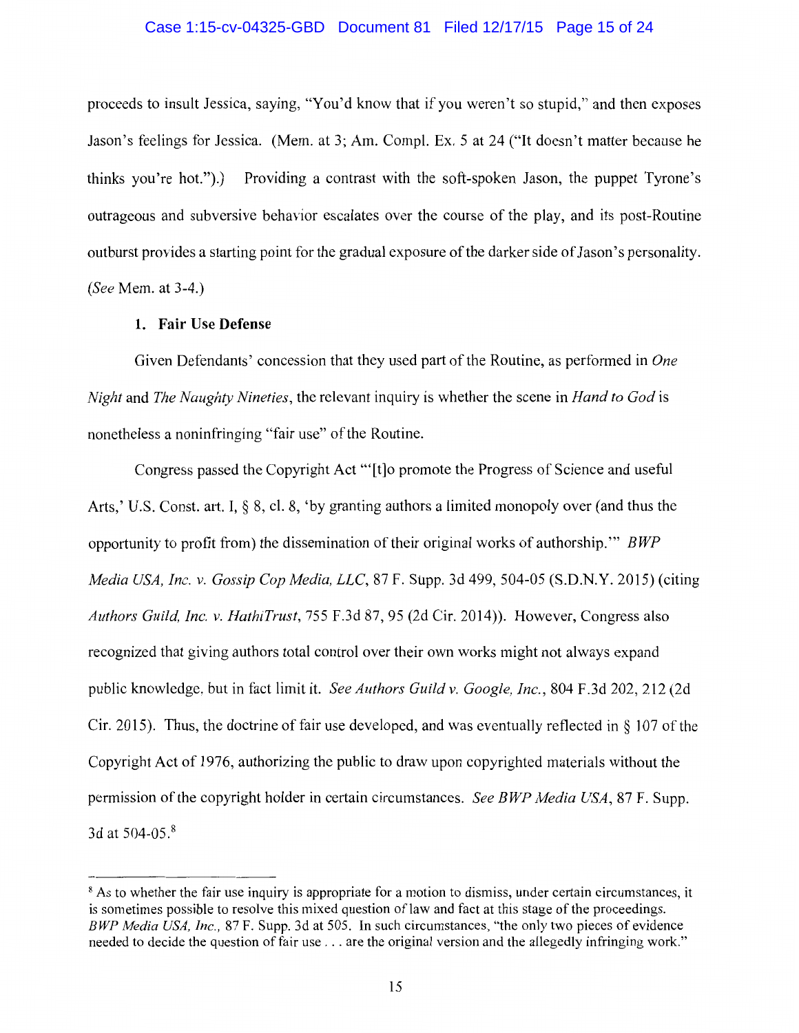proceeds to insult Jessica, saying, "You'd know that if you weren't so stupid," and then exposes Jason's feelings for Jessica. (Mem. at 3; Am. Compl. Ex. 5 at 24 ("It doesn't matter because he thinks you're hot.").) Providing a contrast with the soft-spoken Jason, the puppet Tyrone's outrageous and subversive behavior escalates over the course of the play, and its post-Routine outburst provides a starting point for the gradual exposure of the darker side of Jason's personality. (*See* Mem. at 3-4.)

**1. Fair Use Defense**

Given Defendants' concession that they used part of the Routine, as performed in *One Night* and *The Naughty Nineties*, the relevant inquiry is whether the scene in *Hand to God* is nonetheless a noninfringing "fair use" of the Routine.

Congress passed the Copyright Act "'[t]o promote the Progress of Science and useful Arts,' U.S. Const. art. I, § 8, cl. 8, 'by granting authors a limited monopoly over (and thus the opportunity to profit from) the dissemination of their original works of authorship.'" *BWP Media USA, Inc. v. Gossip Cop Media, LLC*, 87 F. Supp. 3d 499, 504-05 (S.D.N.Y. 2015) (citing *Authors Guild, Inc. v. HathiTrust*, 755 F.3d 87, 95 (2d Cir. 2014)). However, Congress also recognized that giving authors total control over their own works might not always expand public knowledge, but in fact limit it. *See Authors Guild v. Google, Inc.*, 804 F.3d 202, 212 (2d Cir. 2015). Thus, the doctrine of fair use developed, and was eventually reflected in § 107 of the Copyright Act of 1976, authorizing the public to draw upon copyrighted materials without the permission of the copyright holder in certain circumstances. *See BWP Media USA*, 87 F. Supp. 3d at 504-05.[8]

---

[8] As to whether the fair use inquiry is appropriate for a motion to dismiss, under certain circumstances, it is sometimes possible to resolve this mixed question of law and fact at this stage of the proceedings. *BWP Media USA, Inc.*, 87 F. Supp. 3d at 505. In such circumstances, "the only two pieces of evidence needed to decide the question of fair use . . . are the original version and the allegedly infringing work."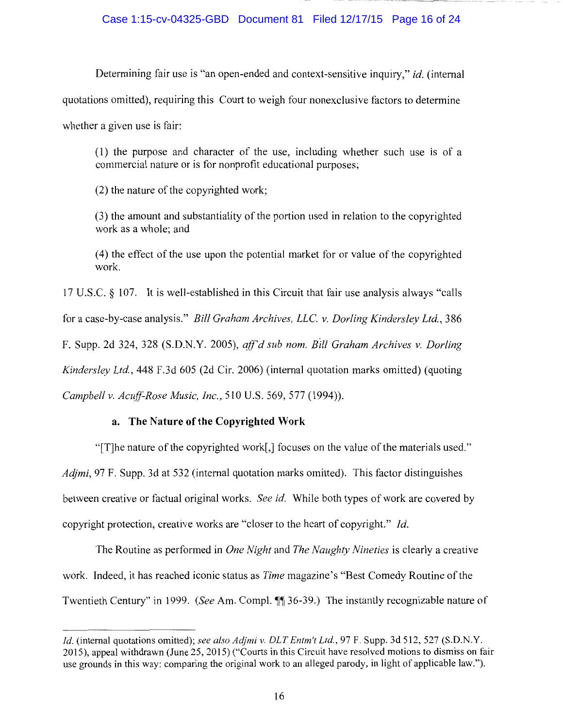Determining fair use is "an open-ended and context-sensitive inquiry," *id.* (internal quotations omitted), requiring this Court to weigh four nonexclusive factors to determine whether a given use is fair:

> (1) the purpose and character of the use, including whether such use is of a commercial nature or is for nonprofit educational purposes;
>
> (2) the nature of the copyrighted work;
>
> (3) the amount and substantiality of the portion used in relation to the copyrighted work as a whole; and
>
> (4) the effect of the use upon the potential market for or value of the copyrighted work.

17 U.S.C. § 107. It is well-established in this Circuit that fair use analysis always "calls for a case-by-case analysis." *Bill Graham Archives, LLC. v. Dorling Kindersley Ltd.*, 386 F. Supp. 2d 324, 328 (S.D.N.Y. 2005), *aff'd sub nom. Bill Graham Archives v. Dorling Kindersley Ltd.*, 448 F.3d 605 (2d Cir. 2006) (internal quotation marks omitted) (quoting *Campbell v. Acuff-Rose Music, Inc.*, 510 U.S. 569, 577 (1994)).

**a. The Nature of the Copyrighted Work**

"[T]he nature of the copyrighted work[,] focuses on the value of the materials used." *Adjmi*, 97 F. Supp. 3d at 532 (internal quotation marks omitted). This factor distinguishes between creative or factual original works. *See id.* While both types of work are covered by copyright protection, creative works are "closer to the heart of copyright." *Id.*

The Routine as performed in *One Night* and *The Naughty Nineties* is clearly a creative work. Indeed, it has reached iconic status as *Time* magazine's "Best Comedy Routine of the Twentieth Century" in 1999. (*See* Am. Compl. ¶¶ 36-39.) The instantly recognizable nature of

---

*Id.* (internal quotations omitted); *see also Adjmi v. DLT Entm't Ltd.*, 97 F. Supp. 3d 512, 527 (S.D.N.Y. 2015), appeal withdrawn (June 25, 2015) ("Courts in this Circuit have resolved motions to dismiss on fair use grounds in this way: comparing the original work to an alleged parody, in light of applicable law.").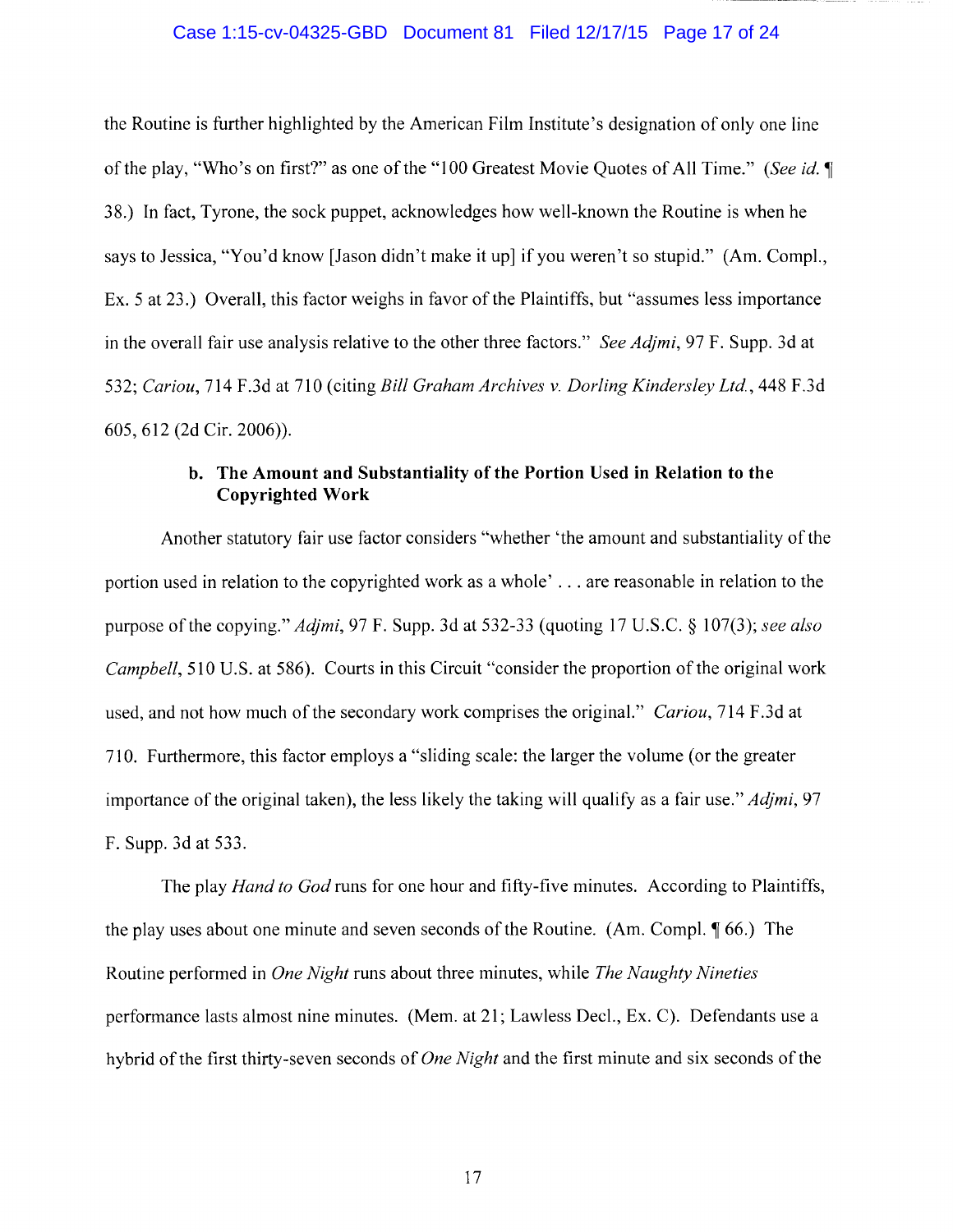the Routine is further highlighted by the American Film Institute's designation of only one line of the play, "Who's on first?" as one of the "100 Greatest Movie Quotes of All Time." (*See id.* ¶ 38.) In fact, Tyrone, the sock puppet, acknowledges how well-known the Routine is when he says to Jessica, "You'd know [Jason didn't make it up] if you weren't so stupid." (Am. Compl., Ex. 5 at 23.) Overall, this factor weighs in favor of the Plaintiffs, but "assumes less importance in the overall fair use analysis relative to the other three factors." *See Adjmi*, 97 F. Supp. 3d at 532; *Cariou*, 714 F.3d at 710 (citing *Bill Graham Archives v. Dorling Kindersley Ltd.*, 448 F.3d 605, 612 (2d Cir. 2006)).

### b. The Amount and Substantiality of the Portion Used in Relation to the Copyrighted Work

Another statutory fair use factor considers "whether 'the amount and substantiality of the portion used in relation to the copyrighted work as a whole' . . . are reasonable in relation to the purpose of the copying." *Adjmi*, 97 F. Supp. 3d at 532-33 (quoting 17 U.S.C. § 107(3); *see also Campbell*, 510 U.S. at 586). Courts in this Circuit "consider the proportion of the original work used, and not how much of the secondary work comprises the original." *Cariou*, 714 F.3d at 710. Furthermore, this factor employs a "sliding scale: the larger the volume (or the greater importance of the original taken), the less likely the taking will qualify as a fair use." *Adjmi*, 97 F. Supp. 3d at 533.

The play *Hand to God* runs for one hour and fifty-five minutes. According to Plaintiffs, the play uses about one minute and seven seconds of the Routine. (Am. Compl. ¶ 66.) The Routine performed in *One Night* runs about three minutes, while *The Naughty Nineties* performance lasts almost nine minutes. (Mem. at 21; Lawless Decl., Ex. C). Defendants use a hybrid of the first thirty-seven seconds of *One Night* and the first minute and six seconds of the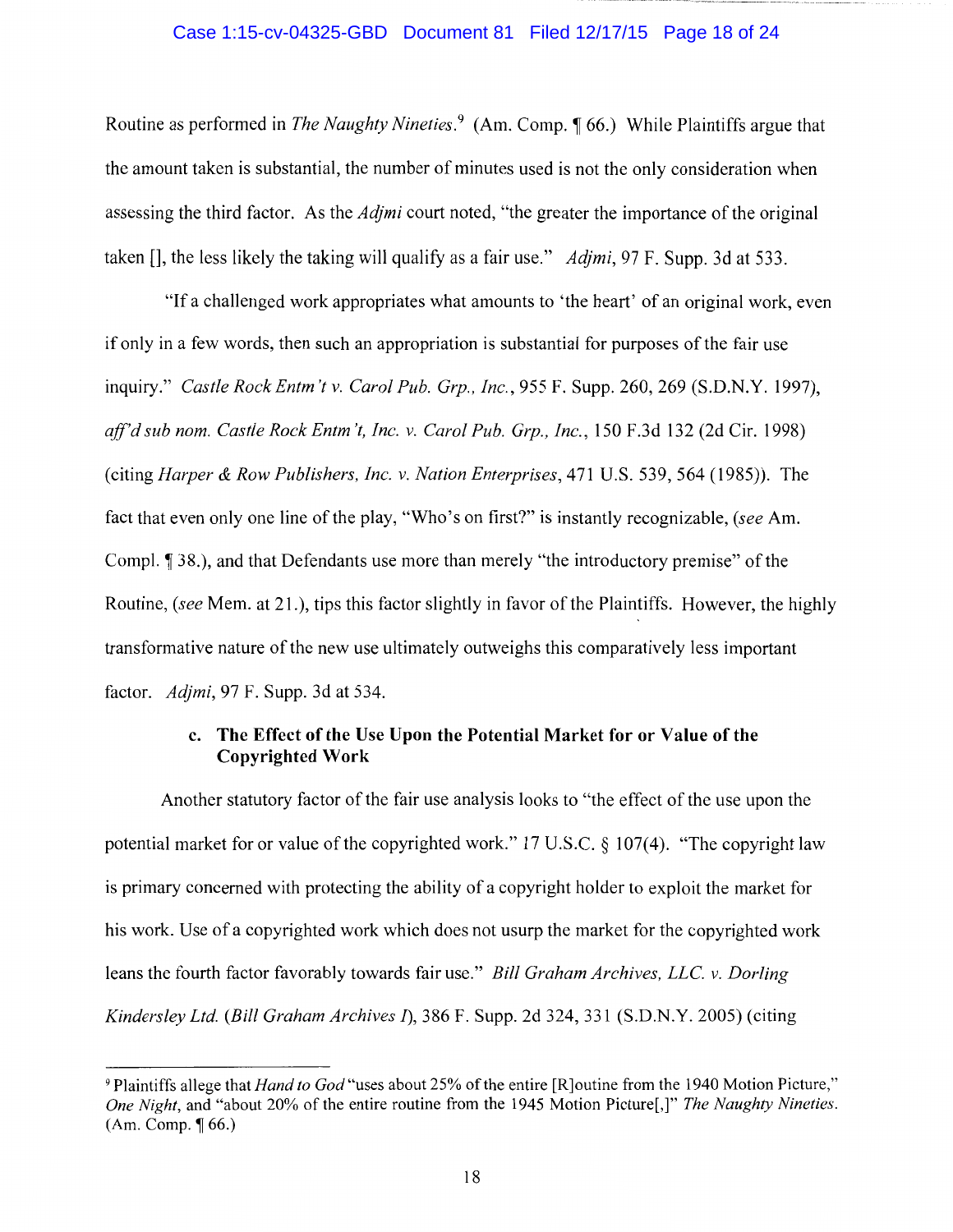Routine as performed in *The Naughty Nineties*.[9] (Am. Comp. ¶ 66.) While Plaintiffs argue that the amount taken is substantial, the number of minutes used is not the only consideration when assessing the third factor. As the *Adjmi* court noted, "the greater the importance of the original taken [], the less likely the taking will qualify as a fair use." *Adjmi*, 97 F. Supp. 3d at 533.

"If a challenged work appropriates what amounts to 'the heart' of an original work, even if only in a few words, then such an appropriation is substantial for purposes of the fair use inquiry." *Castle Rock Entm't v. Carol Pub. Grp., Inc.*, 955 F. Supp. 260, 269 (S.D.N.Y. 1997), *aff'd sub nom. Castle Rock Entm't, Inc. v. Carol Pub. Grp., Inc.*, 150 F.3d 132 (2d Cir. 1998) (citing *Harper & Row Publishers, Inc. v. Nation Enterprises*, 471 U.S. 539, 564 (1985)). The fact that even only one line of the play, "Who's on first?" is instantly recognizable, (*see* Am. Compl. ¶ 38.), and that Defendants use more than merely "the introductory premise" of the Routine, (*see* Mem. at 21.), tips this factor slightly in favor of the Plaintiffs. However, the highly transformative nature of the new use ultimately outweighs this comparatively less important factor. *Adjmi*, 97 F. Supp. 3d at 534.

### c. The Effect of the Use Upon the Potential Market for or Value of the Copyrighted Work

Another statutory factor of the fair use analysis looks to "the effect of the use upon the potential market for or value of the copyrighted work." 17 U.S.C. § 107(4). "The copyright law is primary concerned with protecting the ability of a copyright holder to exploit the market for his work. Use of a copyrighted work which does not usurp the market for the copyrighted work leans the fourth factor favorably towards fair use." *Bill Graham Archives, LLC. v. Dorling Kindersley Ltd.* (*Bill Graham Archives I*), 386 F. Supp. 2d 324, 331 (S.D.N.Y. 2005) (citing

---

[9] Plaintiffs allege that *Hand to God* "uses about 25% of the entire [R]outine from the 1940 Motion Picture," *One Night*, and "about 20% of the entire routine from the 1945 Motion Picture[,]" *The Naughty Nineties*. (Am. Comp. ¶ 66.)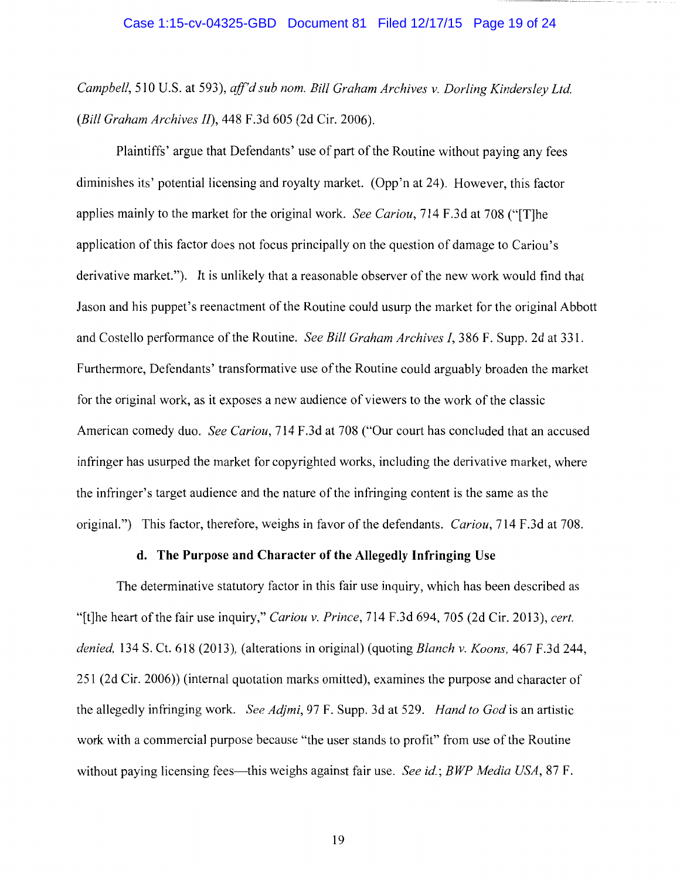*Campbell*, 510 U.S. at 593), *aff'd sub nom. Bill Graham Archives v. Dorling Kindersley Ltd.* (*Bill Graham Archives II*), 448 F.3d 605 (2d Cir. 2006).

Plaintiffs' argue that Defendants' use of part of the Routine without paying any fees diminishes its' potential licensing and royalty market. (Opp'n at 24). However, this factor applies mainly to the market for the original work. *See Cariou*, 714 F.3d at 708 ("[T]he application of this factor does not focus principally on the question of damage to Cariou's derivative market."). It is unlikely that a reasonable observer of the new work would find that Jason and his puppet's reenactment of the Routine could usurp the market for the original Abbott and Costello performance of the Routine. *See Bill Graham Archives I*, 386 F. Supp. 2d at 331. Furthermore, Defendants' transformative use of the Routine could arguably broaden the market for the original work, as it exposes a new audience of viewers to the work of the classic American comedy duo. *See Cariou*, 714 F.3d at 708 ("Our court has concluded that an accused infringer has usurped the market for copyrighted works, including the derivative market, where the infringer's target audience and the nature of the infringing content is the same as the original.") This factor, therefore, weighs in favor of the defendants. *Cariou*, 714 F.3d at 708.

**d. The Purpose and Character of the Allegedly Infringing Use**

The determinative statutory factor in this fair use inquiry, which has been described as "[t]he heart of the fair use inquiry," *Cariou v. Prince*, 714 F.3d 694, 705 (2d Cir. 2013), *cert. denied*, 134 S. Ct. 618 (2013), (alterations in original) (quoting *Blanch v. Koons*, 467 F.3d 244, 251 (2d Cir. 2006)) (internal quotation marks omitted), examines the purpose and character of the allegedly infringing work. *See Adjmi*, 97 F. Supp. 3d at 529. *Hand to God* is an artistic work with a commercial purpose because "the user stands to profit" from use of the Routine without paying licensing fees—this weighs against fair use. *See id.*; *BWP Media USA*, 87 F.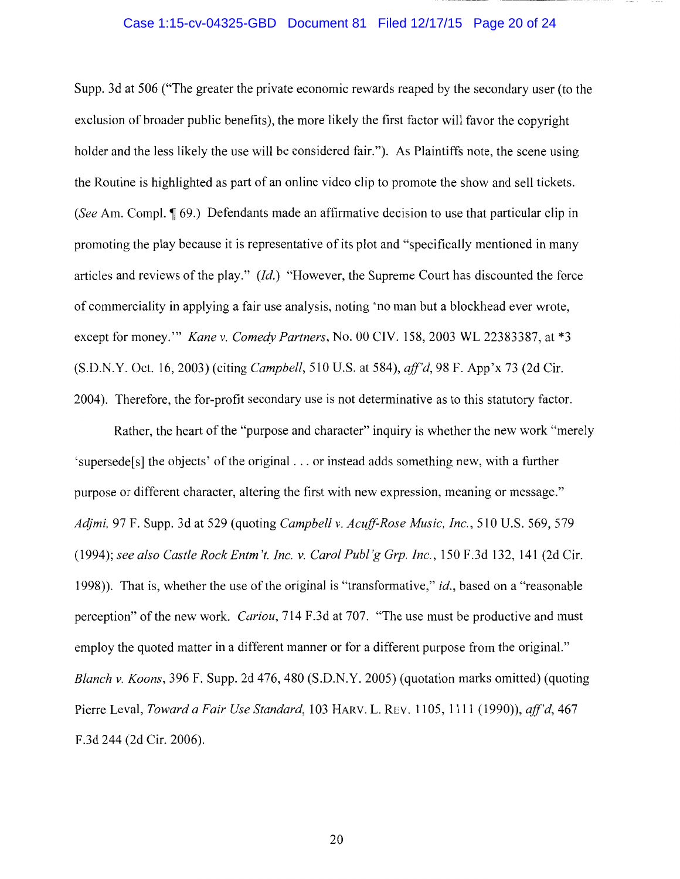Supp. 3d at 506 ("The greater the private economic rewards reaped by the secondary user (to the exclusion of broader public benefits), the more likely the first factor will favor the copyright holder and the less likely the use will be considered fair."). As Plaintiffs note, the scene using the Routine is highlighted as part of an online video clip to promote the show and sell tickets. (*See* Am. Compl. ¶ 69.) Defendants made an affirmative decision to use that particular clip in promoting the play because it is representative of its plot and "specifically mentioned in many articles and reviews of the play." (*Id.*) "However, the Supreme Court has discounted the force of commerciality in applying a fair use analysis, noting 'no man but a blockhead ever wrote, except for money.'" *Kane v. Comedy Partners*, No. 00 CIV. 158, 2003 WL 22383387, at *3 (S.D.N.Y. Oct. 16, 2003) (citing *Campbell*, 510 U.S. at 584), *aff'd*, 98 F. App'x 73 (2d Cir. 2004). Therefore, the for-profit secondary use is not determinative as to this statutory factor.

Rather, the heart of the "purpose and character" inquiry is whether the new work "merely 'supersede[s] the objects' of the original . . . or instead adds something new, with a further purpose or different character, altering the first with new expression, meaning or message." *Adjmi*, 97 F. Supp. 3d at 529 (quoting *Campbell v. Acuff-Rose Music, Inc.*, 510 U.S. 569, 579 (1994); *see also Castle Rock Entm't. Inc. v. Carol Publ'g Grp. Inc.*, 150 F.3d 132, 141 (2d Cir. 1998)). That is, whether the use of the original is "transformative," *id.*, based on a "reasonable perception" of the new work. *Cariou*, 714 F.3d at 707. "The use must be productive and must employ the quoted matter in a different manner or for a different purpose from the original." *Blanch v. Koons*, 396 F. Supp. 2d 476, 480 (S.D.N.Y. 2005) (quotation marks omitted) (quoting Pierre Leval, *Toward a Fair Use Standard*, 103 HARV. L. REV. 1105, 1111 (1990)), *aff'd*, 467 F.3d 244 (2d Cir. 2006).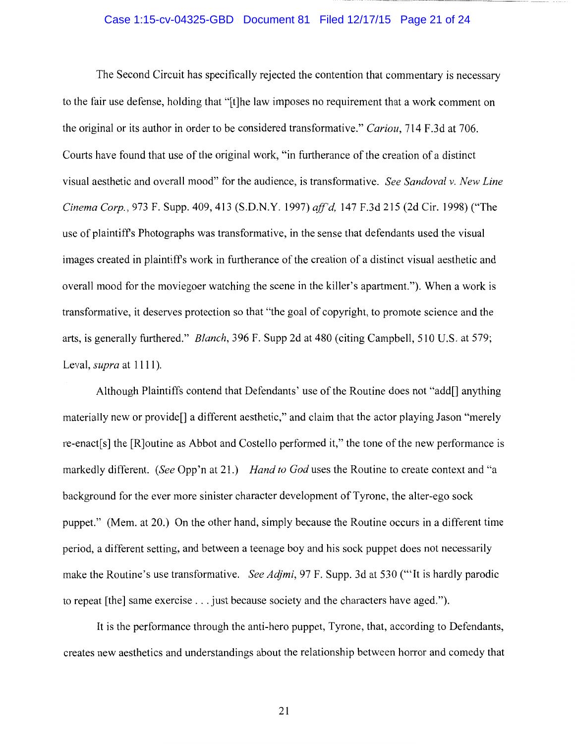The Second Circuit has specifically rejected the contention that commentary is necessary to the fair use defense, holding that "[t]he law imposes no requirement that a work comment on the original or its author in order to be considered transformative." *Cariou*, 714 F.3d at 706. Courts have found that use of the original work, "in furtherance of the creation of a distinct visual aesthetic and overall mood" for the audience, is transformative. *See Sandoval v. New Line Cinema Corp.*, 973 F. Supp. 409, 413 (S.D.N.Y. 1997) *aff'd,* 147 F.3d 215 (2d Cir. 1998) ("The use of plaintiff's Photographs was transformative, in the sense that defendants used the visual images created in plaintiff's work in furtherance of the creation of a distinct visual aesthetic and overall mood for the moviegoer watching the scene in the killer's apartment."). When a work is transformative, it deserves protection so that "the goal of copyright, to promote science and the arts, is generally furthered." *Blanch*, 396 F. Supp 2d at 480 (citing Campbell, 510 U.S. at 579; Leval, *supra* at 1111).

Although Plaintiffs contend that Defendants' use of the Routine does not "add[] anything materially new or provide[] a different aesthetic," and claim that the actor playing Jason "merely re-enact[s] the [R]outine as Abbot and Costello performed it," the tone of the new performance is markedly different. (*See* Opp'n at 21.) *Hand to God* uses the Routine to create context and "a background for the ever more sinister character development of Tyrone, the alter-ego sock puppet." (Mem. at 20.) On the other hand, simply because the Routine occurs in a different time period, a different setting, and between a teenage boy and his sock puppet does not necessarily make the Routine's use transformative. *See Adjmi*, 97 F. Supp. 3d at 530 ("'It is hardly parodic to repeat [the] same exercise . . . just because society and the characters have aged.").

It is the performance through the anti-hero puppet, Tyrone, that, according to Defendants, creates new aesthetics and understandings about the relationship between horror and comedy that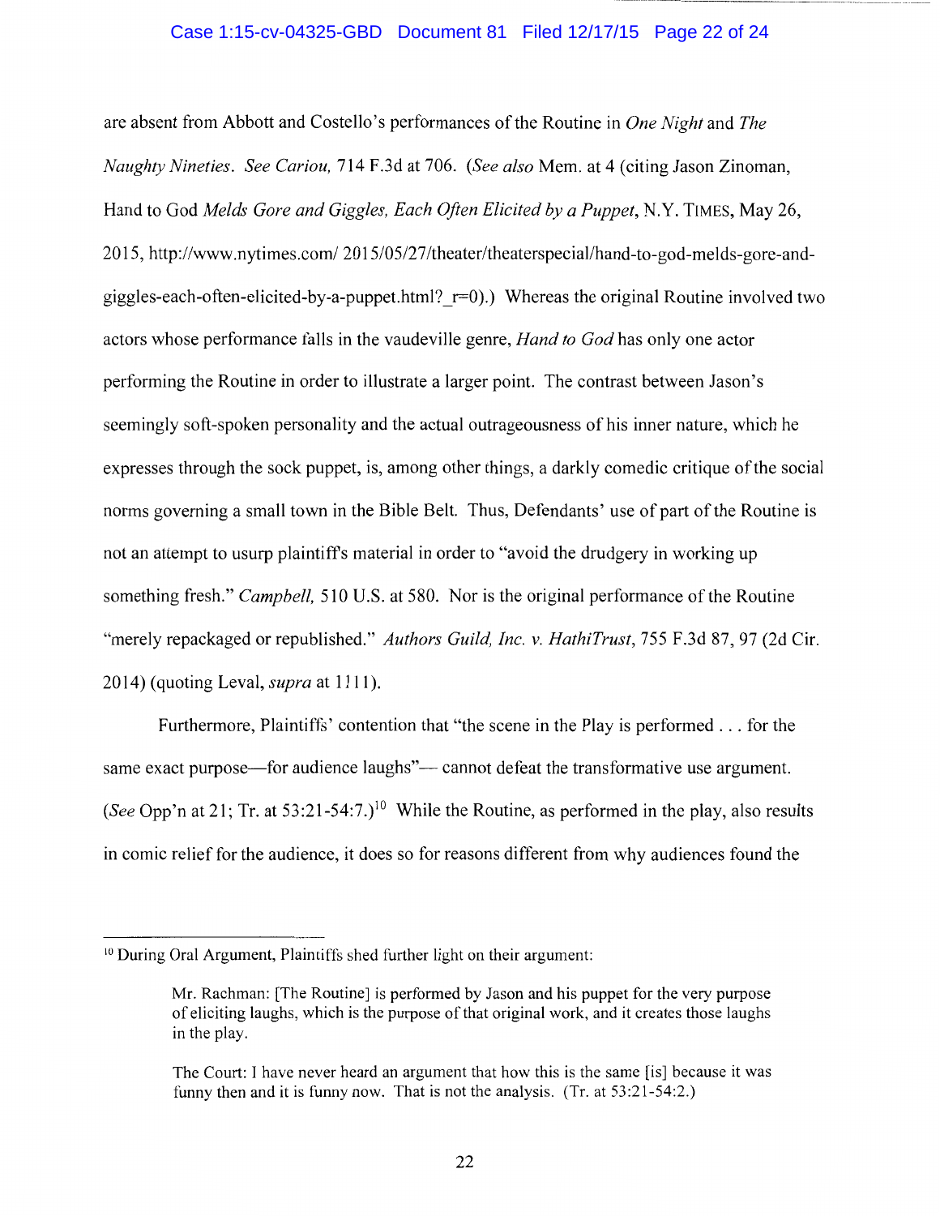are absent from Abbott and Costello's performances of the Routine in *One Night* and *The Naughty Nineties*. *See Cariou,* 714 F.3d at 706. (*See also* Mem. at 4 (citing Jason Zinoman, Hand to God *Melds Gore and Giggles, Each Often Elicited by a Puppet*, N.Y. TIMES, May 26, 2015, http://www.nytimes.com/ 2015/05/27/theater/theaterspecial/hand-to-god-melds-gore-and-giggles-each-often-elicited-by-a-puppet.html?_r=0).) Whereas the original Routine involved two actors whose performance falls in the vaudeville genre, *Hand to God* has only one actor performing the Routine in order to illustrate a larger point. The contrast between Jason's seemingly soft-spoken personality and the actual outrageousness of his inner nature, which he expresses through the sock puppet, is, among other things, a darkly comedic critique of the social norms governing a small town in the Bible Belt. Thus, Defendants' use of part of the Routine is not an attempt to usurp plaintiff's material in order to "avoid the drudgery in working up something fresh." *Campbell,* 510 U.S. at 580. Nor is the original performance of the Routine "merely repackaged or republished." *Authors Guild, Inc. v. HathiTrust*, 755 F.3d 87, 97 (2d Cir. 2014) (quoting Leval, *supra* at 1111).

Furthermore, Plaintiffs' contention that "the scene in the Play is performed . . . for the same exact purpose—for audience laughs"— cannot defeat the transformative use argument. (*See* Opp'n at 21; Tr. at 53:21-54:7.)[10] While the Routine, as performed in the play, also results in comic relief for the audience, it does so for reasons different from why audiences found the

---

[10] During Oral Argument, Plaintiffs shed further light on their argument:

> Mr. Rachman: [The Routine] is performed by Jason and his puppet for the very purpose of eliciting laughs, which is the purpose of that original work, and it creates those laughs in the play.
>
> The Court: I have never heard an argument that how this is the same [is] because it was funny then and it is funny now. That is not the analysis. (Tr. at 53:21-54:2.)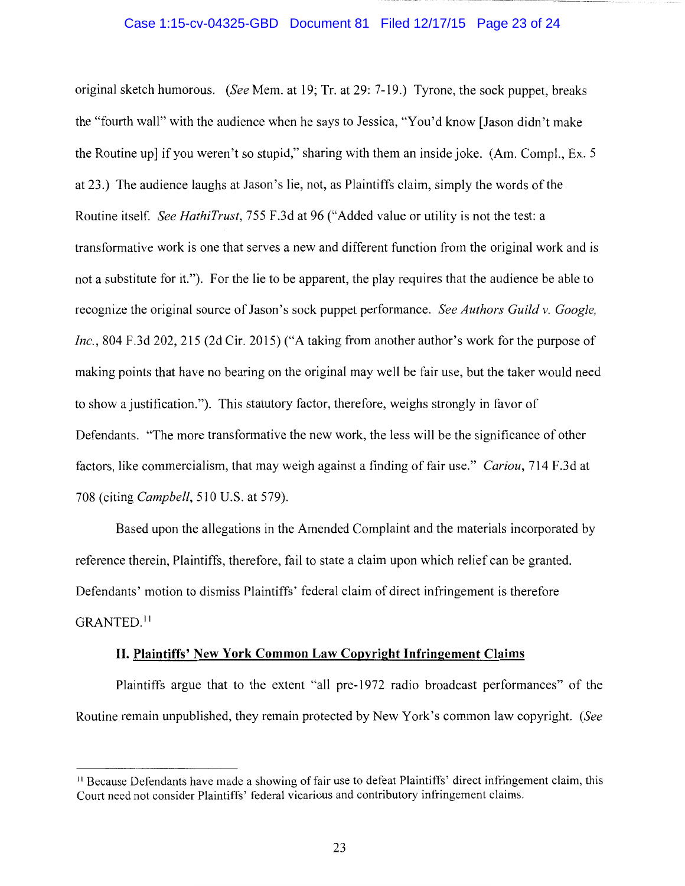original sketch humorous. (*See* Mem. at 19; Tr. at 29: 7-19.) Tyrone, the sock puppet, breaks the "fourth wall" with the audience when he says to Jessica, "You'd know [Jason didn't make the Routine up] if you weren't so stupid," sharing with them an inside joke. (Am. Compl., Ex. 5 at 23.) The audience laughs at Jason's lie, not, as Plaintiffs claim, simply the words of the Routine itself. *See HathiTrust*, 755 F.3d at 96 ("Added value or utility is not the test: a transformative work is one that serves a new and different function from the original work and is not a substitute for it."). For the lie to be apparent, the play requires that the audience be able to recognize the original source of Jason's sock puppet performance. *See Authors Guild v. Google, Inc.*, 804 F.3d 202, 215 (2d Cir. 2015) ("A taking from another author's work for the purpose of making points that have no bearing on the original may well be fair use, but the taker would need to show a justification."). This statutory factor, therefore, weighs strongly in favor of Defendants. "The more transformative the new work, the less will be the significance of other factors, like commercialism, that may weigh against a finding of fair use." *Cariou*, 714 F.3d at 708 (citing *Campbell*, 510 U.S. at 579).

Based upon the allegations in the Amended Complaint and the materials incorporated by reference therein, Plaintiffs, therefore, fail to state a claim upon which relief can be granted. Defendants' motion to dismiss Plaintiffs' federal claim of direct infringement is therefore GRANTED.[11]

## II. Plaintiffs' New York Common Law Copyright Infringement Claims

Plaintiffs argue that to the extent "all pre-1972 radio broadcast performances" of the Routine remain unpublished, they remain protected by New York's common law copyright. (*See*

[11] Because Defendants have made a showing of fair use to defeat Plaintiffs' direct infringement claim, this Court need not consider Plaintiffs' federal vicarious and contributory infringement claims.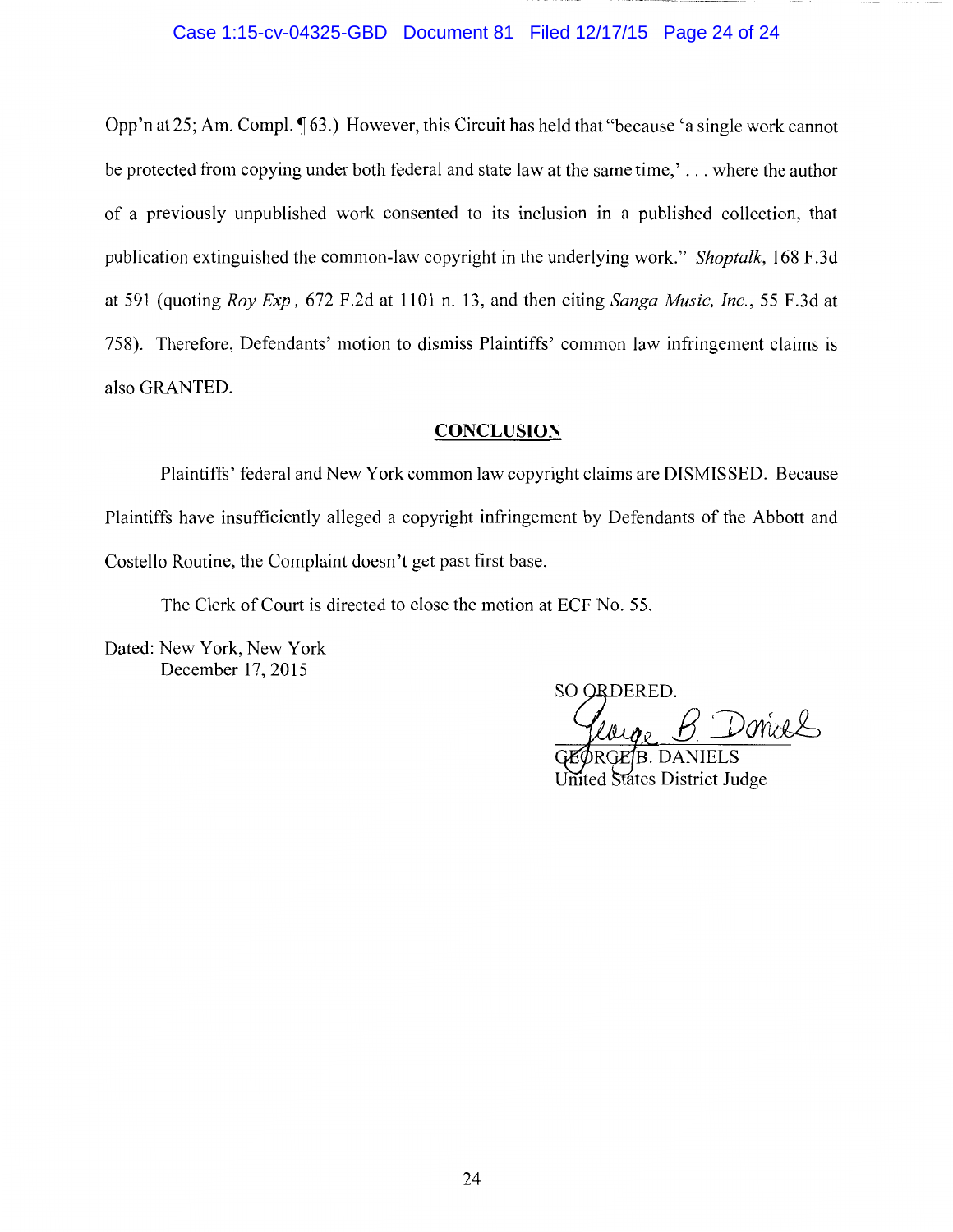Opp'n at 25; Am. Compl. ¶ 63.) However, this Circuit has held that "because 'a single work cannot be protected from copying under both federal and state law at the same time,' . . . where the author of a previously unpublished work consented to its inclusion in a published collection, that publication extinguished the common-law copyright in the underlying work." *Shoptalk*, 168 F.3d at 591 (quoting *Roy Exp.*, 672 F.2d at 1101 n. 13, and then citing *Sanga Music, Inc.*, 55 F.3d at 758). Therefore, Defendants' motion to dismiss Plaintiffs' common law infringement claims is also GRANTED.

## CONCLUSION

Plaintiffs' federal and New York common law copyright claims are DISMISSED. Because Plaintiffs have insufficiently alleged a copyright infringement by Defendants of the Abbott and Costello Routine, the Complaint doesn't get past first base.

The Clerk of Court is directed to close the motion at ECF No. 55.

Dated: New York, New York
December 17, 2015

SO ORDERED.

GEORGE B. DANIELS
United States District Judge